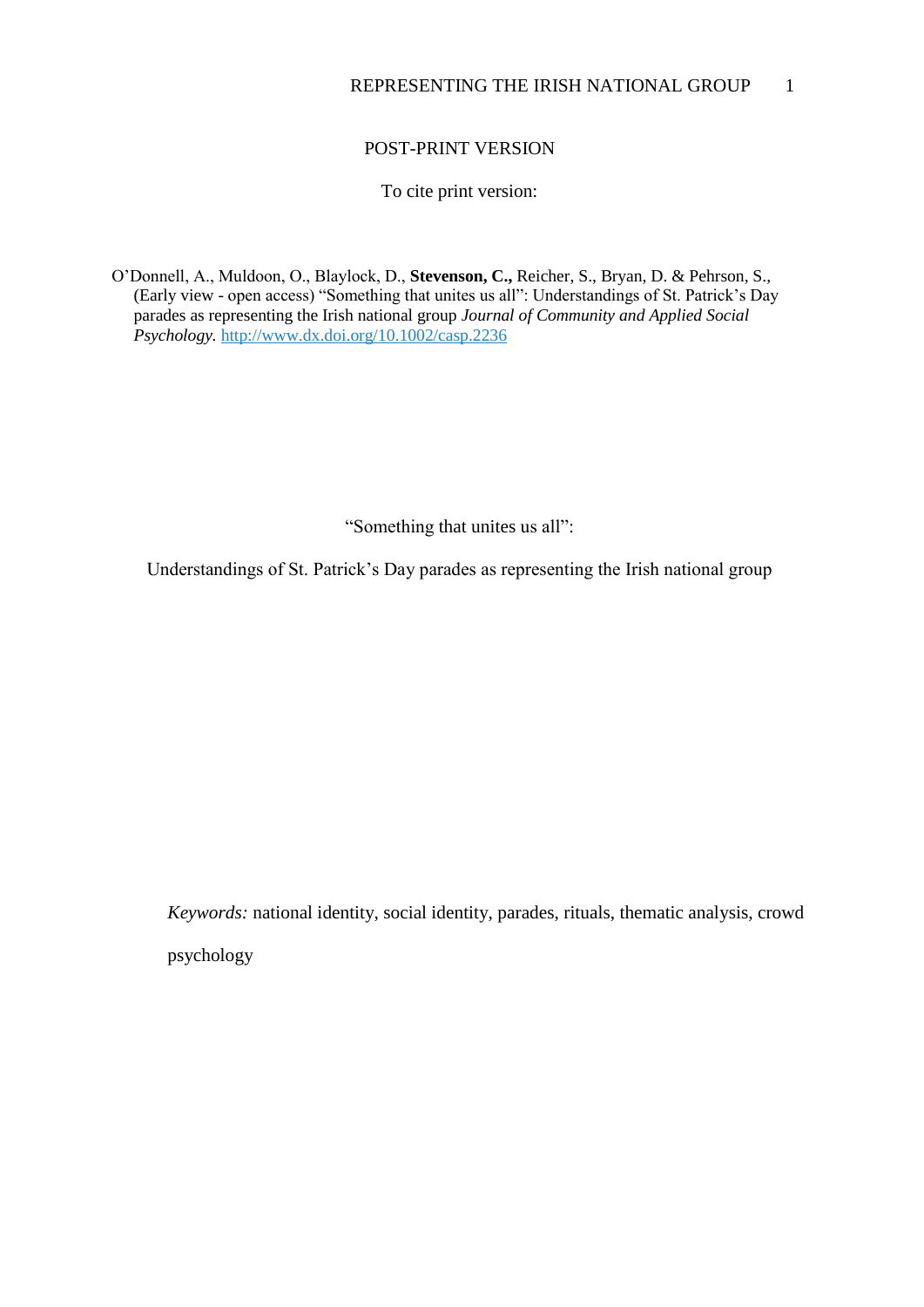POST-PRINT VERSION

To cite print version:

O'Donnell, A., Muldoon, O., Blaylock, D., **Stevenson, C.,** Reicher, S., Bryan, D. & Pehrson, S., (Early view - open access) "Something that unites us all": Understandings of St. Patrick's Day parades as representing the Irish national group *Journal of Community and Applied Social Psychology.* http://www.dx.doi.org/10.1002/casp.2236

# "Something that unites us all":

# Understandings of St. Patrick's Day parades as representing the Irish national group

*Keywords:* national identity, social identity, parades, rituals, thematic analysis, crowd psychology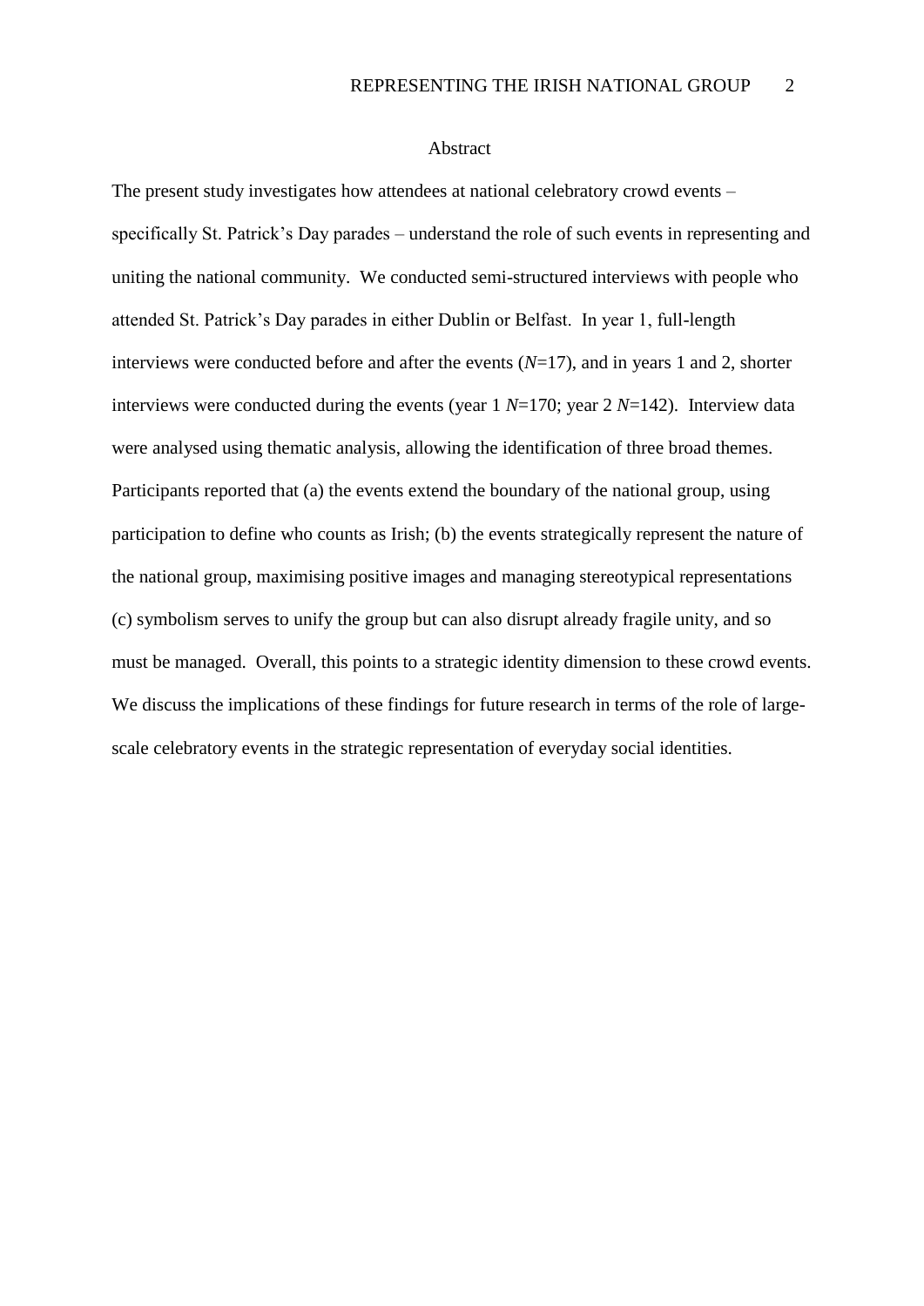## Abstract

The present study investigates how attendees at national celebratory crowd events – specifically St. Patrick's Day parades – understand the role of such events in representing and uniting the national community. We conducted semi-structured interviews with people who attended St. Patrick's Day parades in either Dublin or Belfast. In year 1, full-length interviews were conducted before and after the events ($N$=17), and in years 1 and 2, shorter interviews were conducted during the events (year 1 $N$=170; year 2 $N$=142). Interview data were analysed using thematic analysis, allowing the identification of three broad themes. Participants reported that (a) the events extend the boundary of the national group, using participation to define who counts as Irish; (b) the events strategically represent the nature of the national group, maximising positive images and managing stereotypical representations (c) symbolism serves to unify the group but can also disrupt already fragile unity, and so must be managed. Overall, this points to a strategic identity dimension to these crowd events. We discuss the implications of these findings for future research in terms of the role of large-scale celebratory events in the strategic representation of everyday social identities.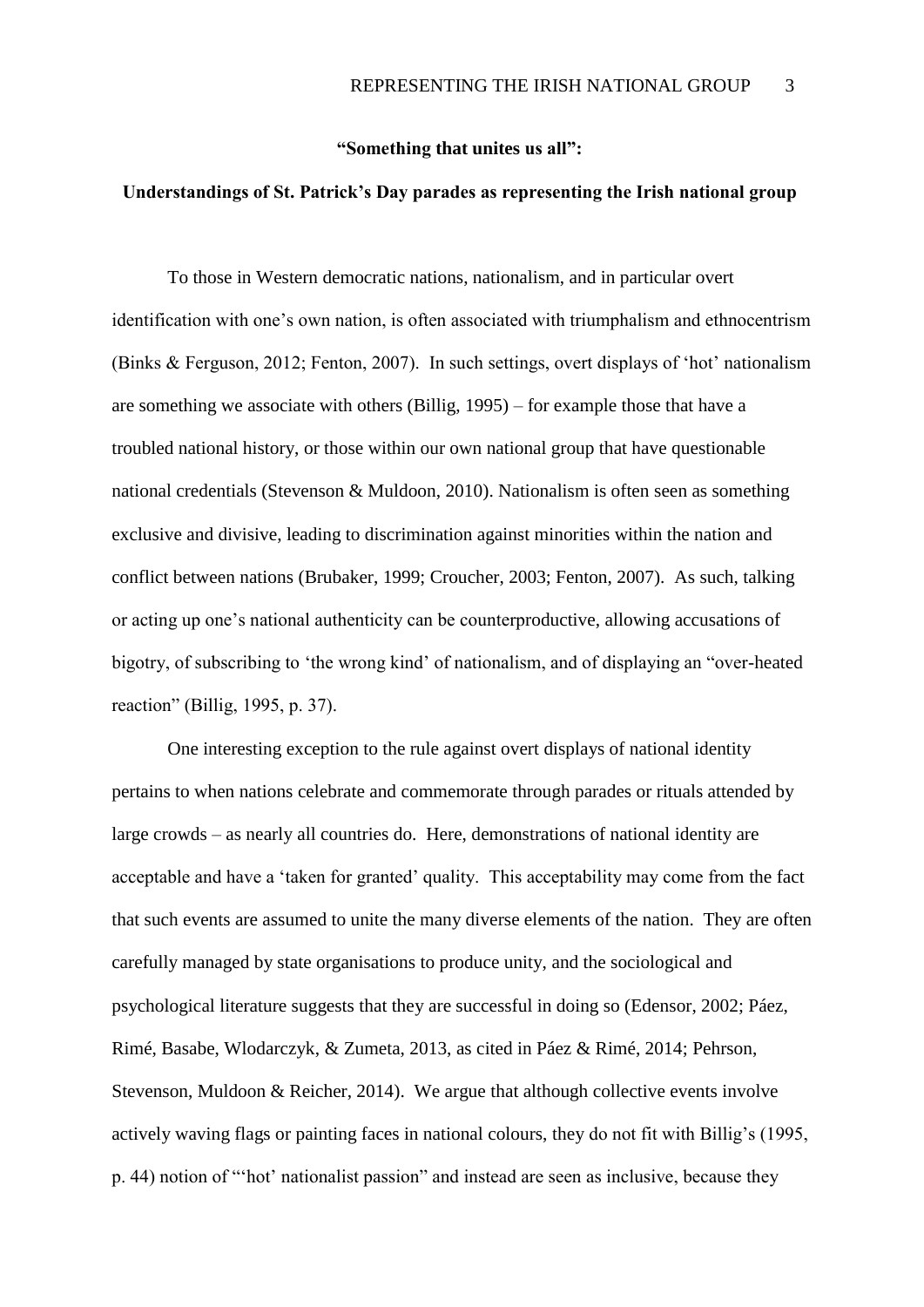**"Something that unites us all":**

**Understandings of St. Patrick's Day parades as representing the Irish national group**

To those in Western democratic nations, nationalism, and in particular overt identification with one's own nation, is often associated with triumphalism and ethnocentrism (Binks & Ferguson, 2012; Fenton, 2007). In such settings, overt displays of 'hot' nationalism are something we associate with others (Billig, 1995) – for example those that have a troubled national history, or those within our own national group that have questionable national credentials (Stevenson & Muldoon, 2010). Nationalism is often seen as something exclusive and divisive, leading to discrimination against minorities within the nation and conflict between nations (Brubaker, 1999; Croucher, 2003; Fenton, 2007). As such, talking or acting up one's national authenticity can be counterproductive, allowing accusations of bigotry, of subscribing to 'the wrong kind' of nationalism, and of displaying an "over-heated reaction" (Billig, 1995, p. 37).

One interesting exception to the rule against overt displays of national identity pertains to when nations celebrate and commemorate through parades or rituals attended by large crowds – as nearly all countries do. Here, demonstrations of national identity are acceptable and have a 'taken for granted' quality. This acceptability may come from the fact that such events are assumed to unite the many diverse elements of the nation. They are often carefully managed by state organisations to produce unity, and the sociological and psychological literature suggests that they are successful in doing so (Edensor, 2002; Páez, Rimé, Basabe, Wlodarczyk, & Zumeta, 2013, as cited in Páez & Rimé, 2014; Pehrson, Stevenson, Muldoon & Reicher, 2014). We argue that although collective events involve actively waving flags or painting faces in national colours, they do not fit with Billig's (1995, p. 44) notion of "'hot' nationalist passion" and instead are seen as inclusive, because they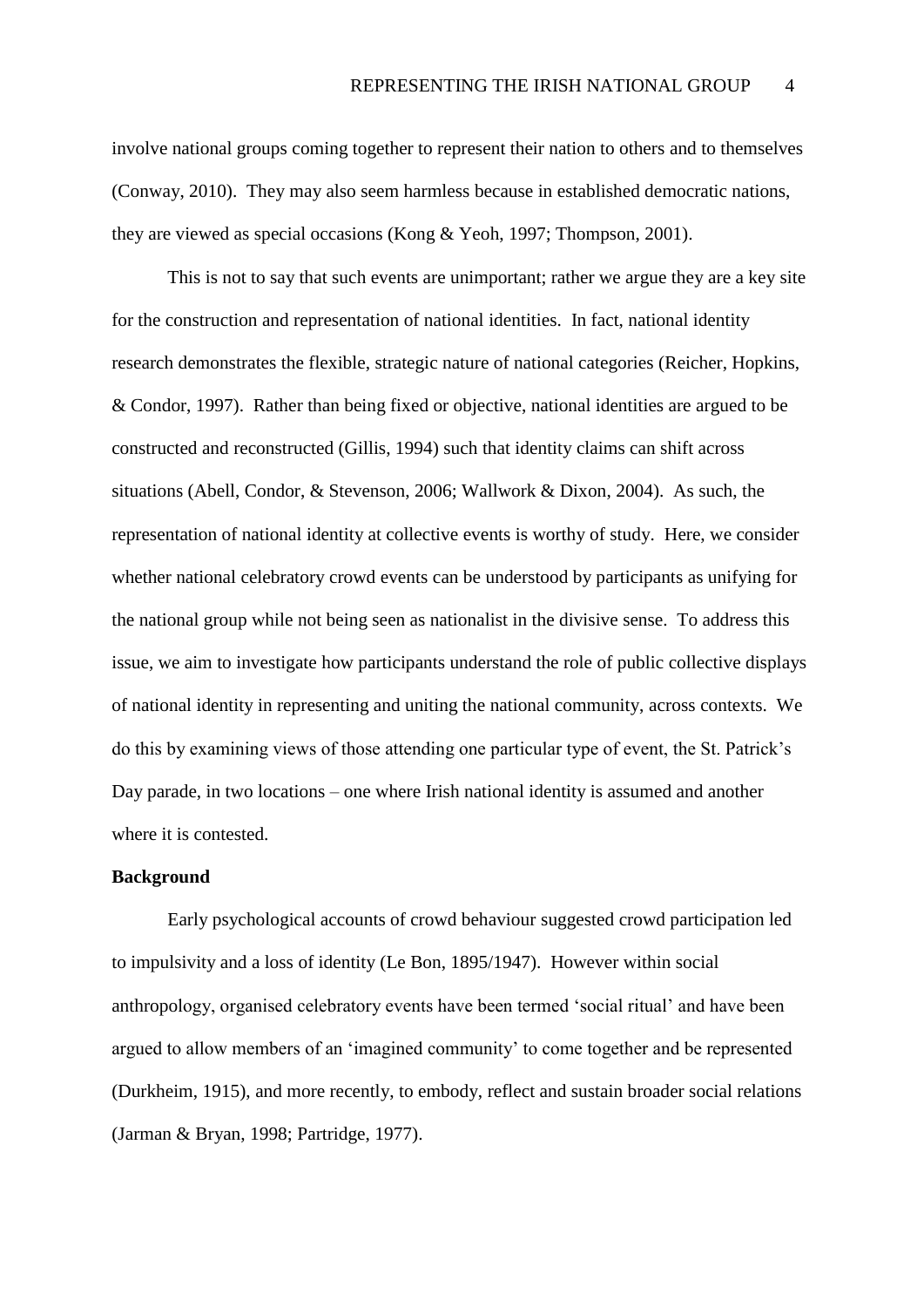involve national groups coming together to represent their nation to others and to themselves (Conway, 2010). They may also seem harmless because in established democratic nations, they are viewed as special occasions (Kong & Yeoh, 1997; Thompson, 2001).

This is not to say that such events are unimportant; rather we argue they are a key site for the construction and representation of national identities. In fact, national identity research demonstrates the flexible, strategic nature of national categories (Reicher, Hopkins, & Condor, 1997). Rather than being fixed or objective, national identities are argued to be constructed and reconstructed (Gillis, 1994) such that identity claims can shift across situations (Abell, Condor, & Stevenson, 2006; Wallwork & Dixon, 2004). As such, the representation of national identity at collective events is worthy of study. Here, we consider whether national celebratory crowd events can be understood by participants as unifying for the national group while not being seen as nationalist in the divisive sense. To address this issue, we aim to investigate how participants understand the role of public collective displays of national identity in representing and uniting the national community, across contexts. We do this by examining views of those attending one particular type of event, the St. Patrick's Day parade, in two locations – one where Irish national identity is assumed and another where it is contested.

## Background

Early psychological accounts of crowd behaviour suggested crowd participation led to impulsivity and a loss of identity (Le Bon, 1895/1947). However within social anthropology, organised celebratory events have been termed 'social ritual' and have been argued to allow members of an 'imagined community' to come together and be represented (Durkheim, 1915), and more recently, to embody, reflect and sustain broader social relations (Jarman & Bryan, 1998; Partridge, 1977).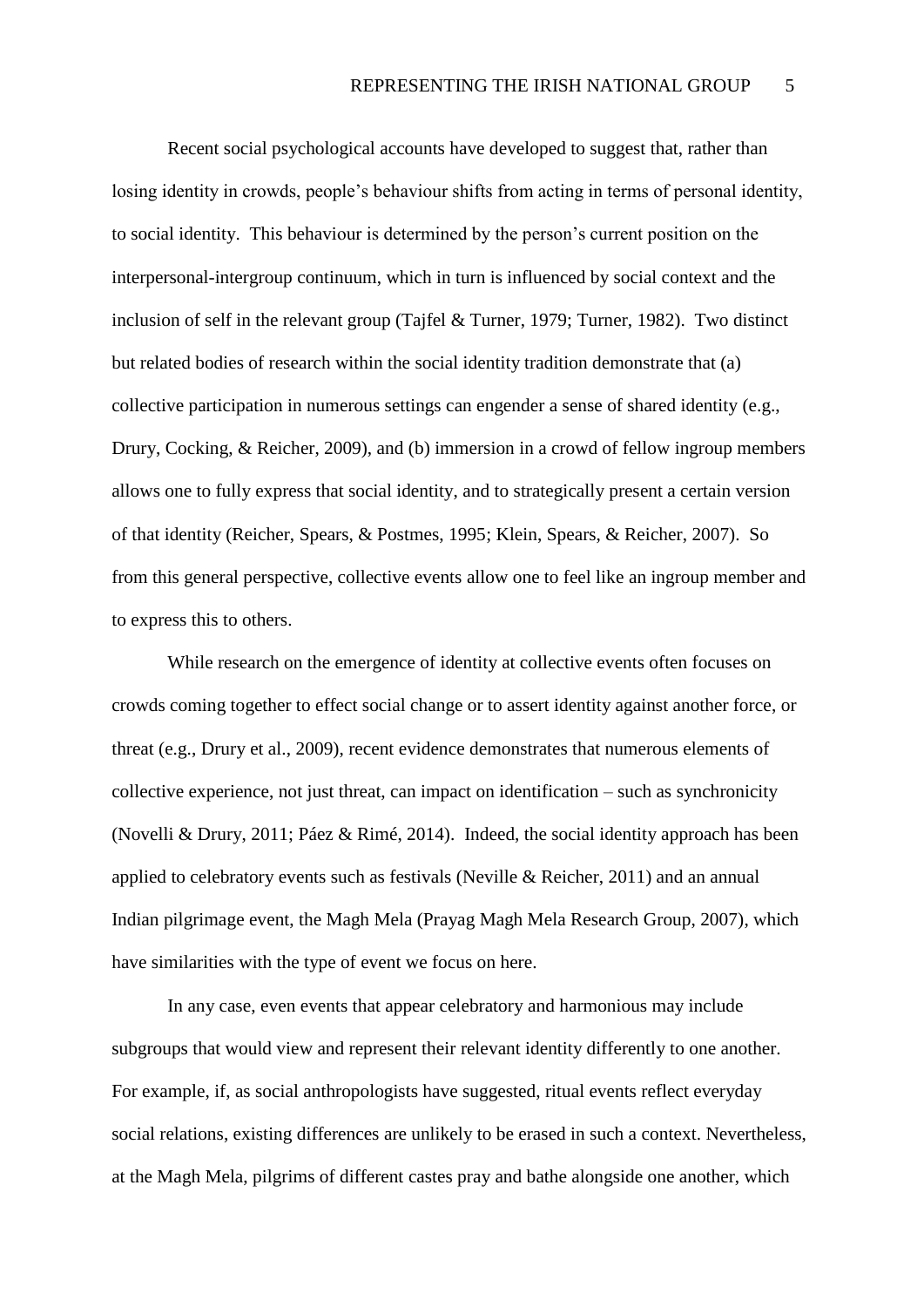Recent social psychological accounts have developed to suggest that, rather than losing identity in crowds, people's behaviour shifts from acting in terms of personal identity, to social identity. This behaviour is determined by the person's current position on the interpersonal-intergroup continuum, which in turn is influenced by social context and the inclusion of self in the relevant group (Tajfel & Turner, 1979; Turner, 1982). Two distinct but related bodies of research within the social identity tradition demonstrate that (a) collective participation in numerous settings can engender a sense of shared identity (e.g., Drury, Cocking, & Reicher, 2009), and (b) immersion in a crowd of fellow ingroup members allows one to fully express that social identity, and to strategically present a certain version of that identity (Reicher, Spears, & Postmes, 1995; Klein, Spears, & Reicher, 2007). So from this general perspective, collective events allow one to feel like an ingroup member and to express this to others.

While research on the emergence of identity at collective events often focuses on crowds coming together to effect social change or to assert identity against another force, or threat (e.g., Drury et al., 2009), recent evidence demonstrates that numerous elements of collective experience, not just threat, can impact on identification – such as synchronicity (Novelli & Drury, 2011; Páez & Rimé, 2014). Indeed, the social identity approach has been applied to celebratory events such as festivals (Neville & Reicher, 2011) and an annual Indian pilgrimage event, the Magh Mela (Prayag Magh Mela Research Group, 2007), which have similarities with the type of event we focus on here.

In any case, even events that appear celebratory and harmonious may include subgroups that would view and represent their relevant identity differently to one another. For example, if, as social anthropologists have suggested, ritual events reflect everyday social relations, existing differences are unlikely to be erased in such a context. Nevertheless, at the Magh Mela, pilgrims of different castes pray and bathe alongside one another, which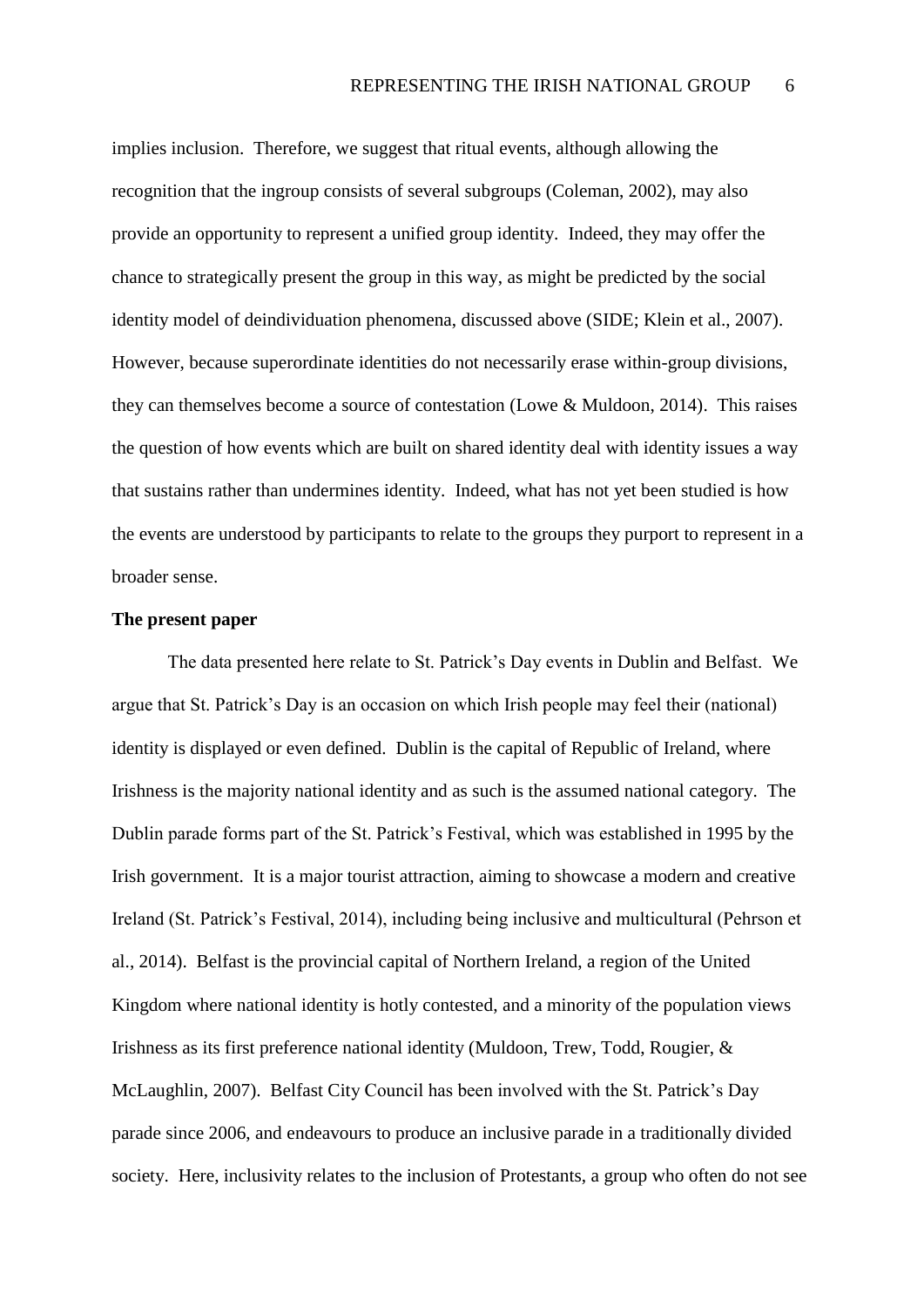implies inclusion. Therefore, we suggest that ritual events, although allowing the recognition that the ingroup consists of several subgroups (Coleman, 2002), may also provide an opportunity to represent a unified group identity. Indeed, they may offer the chance to strategically present the group in this way, as might be predicted by the social identity model of deindividuation phenomena, discussed above (SIDE; Klein et al., 2007). However, because superordinate identities do not necessarily erase within-group divisions, they can themselves become a source of contestation (Lowe & Muldoon, 2014). This raises the question of how events which are built on shared identity deal with identity issues a way that sustains rather than undermines identity. Indeed, what has not yet been studied is how the events are understood by participants to relate to the groups they purport to represent in a broader sense.

**The present paper**

The data presented here relate to St. Patrick's Day events in Dublin and Belfast. We argue that St. Patrick's Day is an occasion on which Irish people may feel their (national) identity is displayed or even defined. Dublin is the capital of Republic of Ireland, where Irishness is the majority national identity and as such is the assumed national category. The Dublin parade forms part of the St. Patrick's Festival, which was established in 1995 by the Irish government. It is a major tourist attraction, aiming to showcase a modern and creative Ireland (St. Patrick's Festival, 2014), including being inclusive and multicultural (Pehrson et al., 2014). Belfast is the provincial capital of Northern Ireland, a region of the United Kingdom where national identity is hotly contested, and a minority of the population views Irishness as its first preference national identity (Muldoon, Trew, Todd, Rougier, & McLaughlin, 2007). Belfast City Council has been involved with the St. Patrick's Day parade since 2006, and endeavours to produce an inclusive parade in a traditionally divided society. Here, inclusivity relates to the inclusion of Protestants, a group who often do not see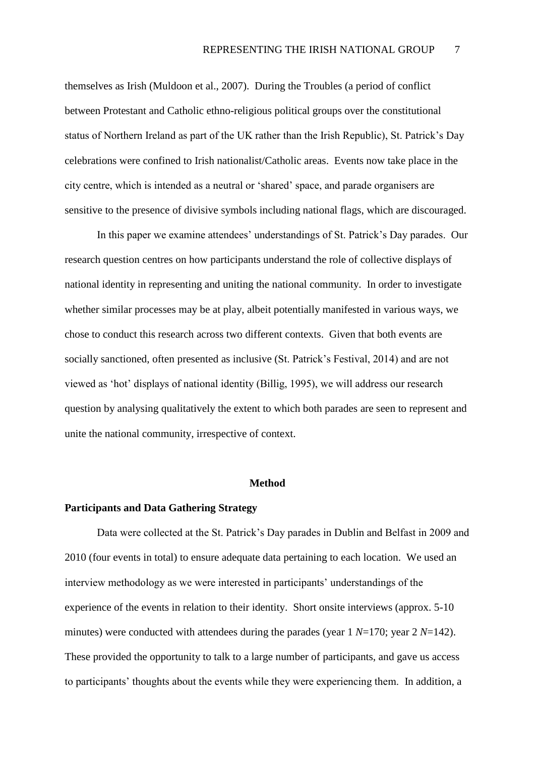themselves as Irish (Muldoon et al., 2007). During the Troubles (a period of conflict between Protestant and Catholic ethno-religious political groups over the constitutional status of Northern Ireland as part of the UK rather than the Irish Republic), St. Patrick's Day celebrations were confined to Irish nationalist/Catholic areas. Events now take place in the city centre, which is intended as a neutral or 'shared' space, and parade organisers are sensitive to the presence of divisive symbols including national flags, which are discouraged.

In this paper we examine attendees' understandings of St. Patrick's Day parades. Our research question centres on how participants understand the role of collective displays of national identity in representing and uniting the national community. In order to investigate whether similar processes may be at play, albeit potentially manifested in various ways, we chose to conduct this research across two different contexts. Given that both events are socially sanctioned, often presented as inclusive (St. Patrick's Festival, 2014) and are not viewed as 'hot' displays of national identity (Billig, 1995), we will address our research question by analysing qualitatively the extent to which both parades are seen to represent and unite the national community, irrespective of context.

## Method

### Participants and Data Gathering Strategy

Data were collected at the St. Patrick's Day parades in Dublin and Belfast in 2009 and 2010 (four events in total) to ensure adequate data pertaining to each location. We used an interview methodology as we were interested in participants' understandings of the experience of the events in relation to their identity. Short onsite interviews (approx. 5-10 minutes) were conducted with attendees during the parades (year 1 $N$=170; year 2 $N$=142). These provided the opportunity to talk to a large number of participants, and gave us access to participants' thoughts about the events while they were experiencing them. In addition, a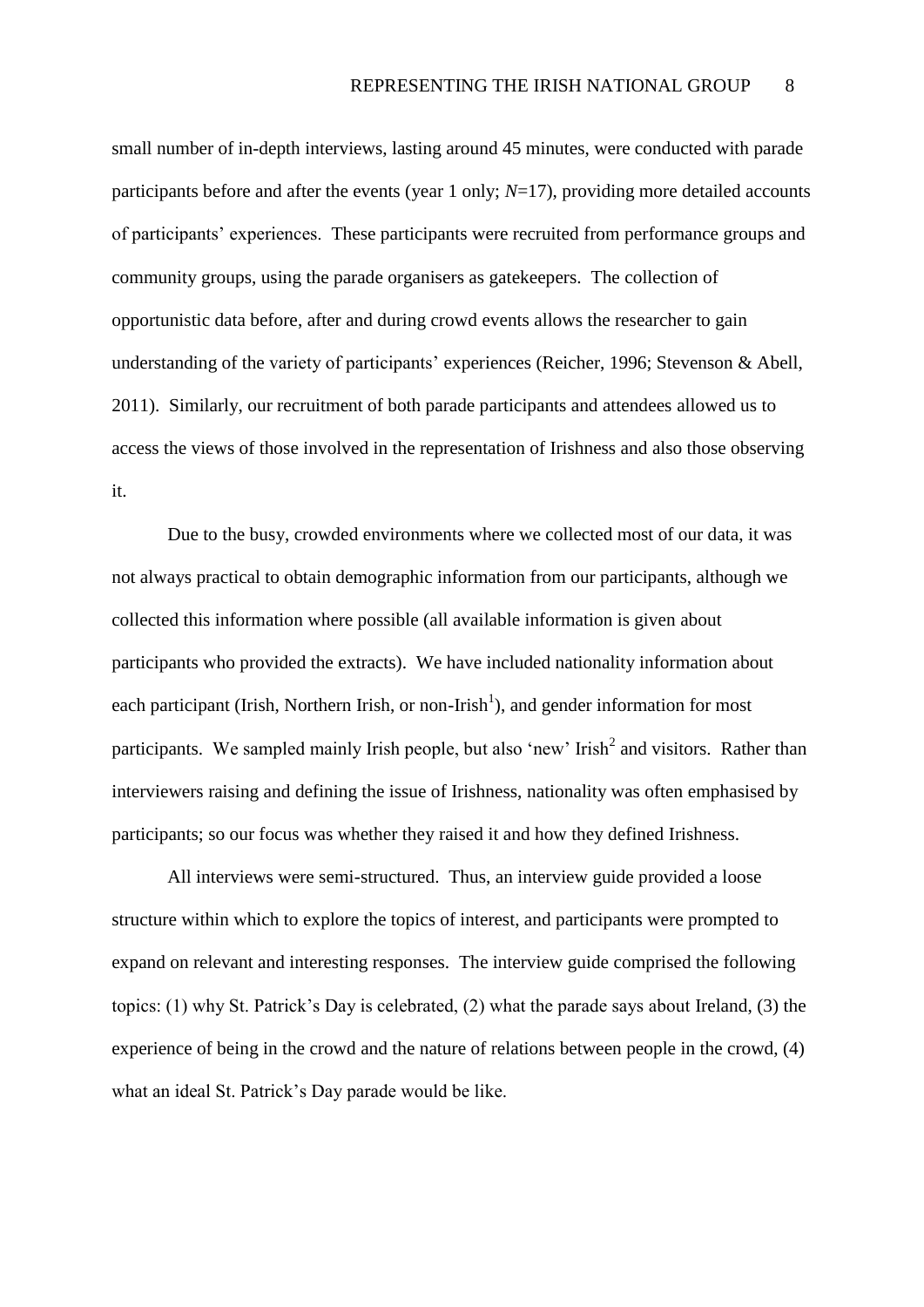small number of in-depth interviews, lasting around 45 minutes, were conducted with parade participants before and after the events (year 1 only; $N$=17), providing more detailed accounts of participants' experiences. These participants were recruited from performance groups and community groups, using the parade organisers as gatekeepers. The collection of opportunistic data before, after and during crowd events allows the researcher to gain understanding of the variety of participants' experiences (Reicher, 1996; Stevenson & Abell, 2011). Similarly, our recruitment of both parade participants and attendees allowed us to access the views of those involved in the representation of Irishness and also those observing it.

Due to the busy, crowded environments where we collected most of our data, it was not always practical to obtain demographic information from our participants, although we collected this information where possible (all available information is given about participants who provided the extracts). We have included nationality information about each participant (Irish, Northern Irish, or non-Irish[1]), and gender information for most participants. We sampled mainly Irish people, but also 'new' Irish[2] and visitors. Rather than interviewers raising and defining the issue of Irishness, nationality was often emphasised by participants; so our focus was whether they raised it and how they defined Irishness.

All interviews were semi-structured. Thus, an interview guide provided a loose structure within which to explore the topics of interest, and participants were prompted to expand on relevant and interesting responses. The interview guide comprised the following topics: (1) why St. Patrick's Day is celebrated, (2) what the parade says about Ireland, (3) the experience of being in the crowd and the nature of relations between people in the crowd, (4) what an ideal St. Patrick's Day parade would be like.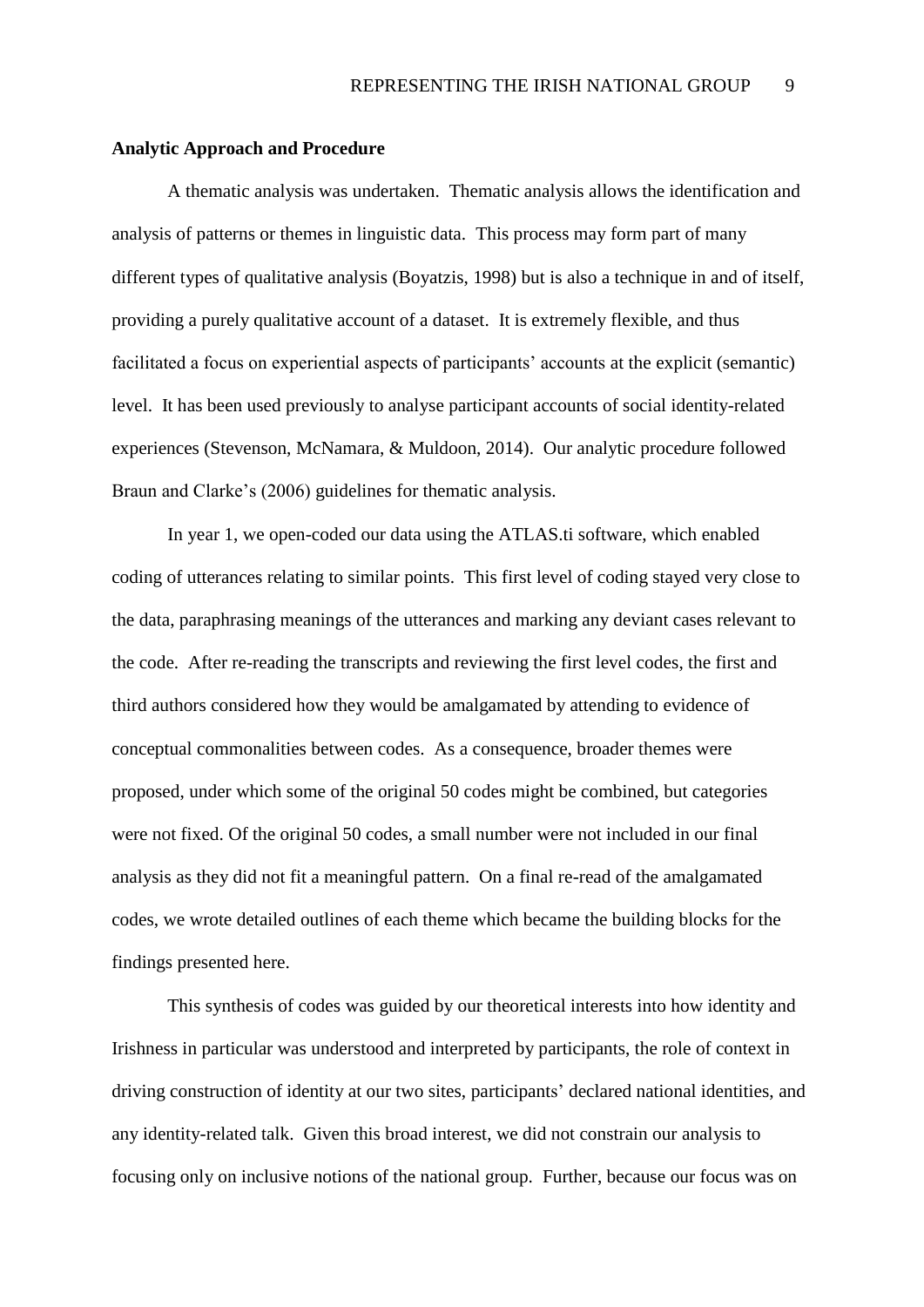**Analytic Approach and Procedure**

A thematic analysis was undertaken. Thematic analysis allows the identification and analysis of patterns or themes in linguistic data. This process may form part of many different types of qualitative analysis (Boyatzis, 1998) but is also a technique in and of itself, providing a purely qualitative account of a dataset. It is extremely flexible, and thus facilitated a focus on experiential aspects of participants' accounts at the explicit (semantic) level. It has been used previously to analyse participant accounts of social identity-related experiences (Stevenson, McNamara, & Muldoon, 2014). Our analytic procedure followed Braun and Clarke's (2006) guidelines for thematic analysis.

In year 1, we open-coded our data using the ATLAS.ti software, which enabled coding of utterances relating to similar points. This first level of coding stayed very close to the data, paraphrasing meanings of the utterances and marking any deviant cases relevant to the code. After re-reading the transcripts and reviewing the first level codes, the first and third authors considered how they would be amalgamated by attending to evidence of conceptual commonalities between codes. As a consequence, broader themes were proposed, under which some of the original 50 codes might be combined, but categories were not fixed. Of the original 50 codes, a small number were not included in our final analysis as they did not fit a meaningful pattern. On a final re-read of the amalgamated codes, we wrote detailed outlines of each theme which became the building blocks for the findings presented here.

This synthesis of codes was guided by our theoretical interests into how identity and Irishness in particular was understood and interpreted by participants, the role of context in driving construction of identity at our two sites, participants' declared national identities, and any identity-related talk. Given this broad interest, we did not constrain our analysis to focusing only on inclusive notions of the national group. Further, because our focus was on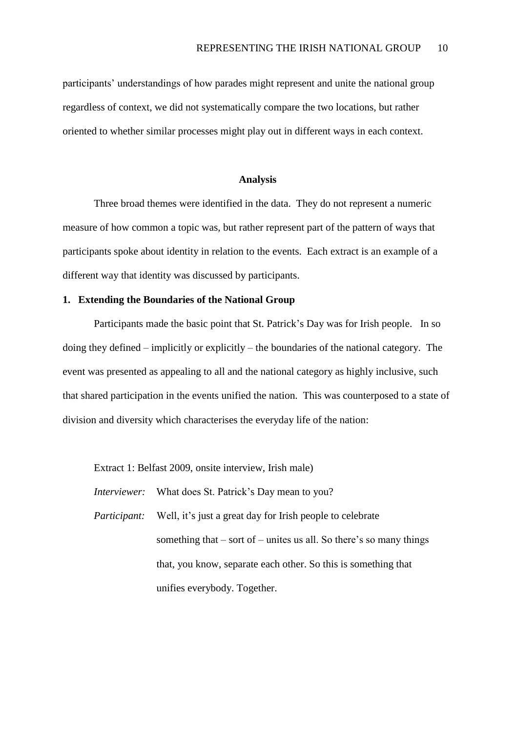participants' understandings of how parades might represent and unite the national group regardless of context, we did not systematically compare the two locations, but rather oriented to whether similar processes might play out in different ways in each context.

## Analysis

Three broad themes were identified in the data. They do not represent a numeric measure of how common a topic was, but rather represent part of the pattern of ways that participants spoke about identity in relation to the events. Each extract is an example of a different way that identity was discussed by participants.

### 1. Extending the Boundaries of the National Group

Participants made the basic point that St. Patrick's Day was for Irish people. In so doing they defined – implicitly or explicitly – the boundaries of the national category. The event was presented as appealing to all and the national category as highly inclusive, such that shared participation in the events unified the nation. This was counterposed to a state of division and diversity which characterises the everyday life of the nation:

Extract 1: Belfast 2009, onsite interview, Irish male)

*Interviewer:* What does St. Patrick's Day mean to you?

*Participant:* Well, it's just a great day for Irish people to celebrate something that – sort of – unites us all. So there's so many things that, you know, separate each other. So this is something that unifies everybody. Together.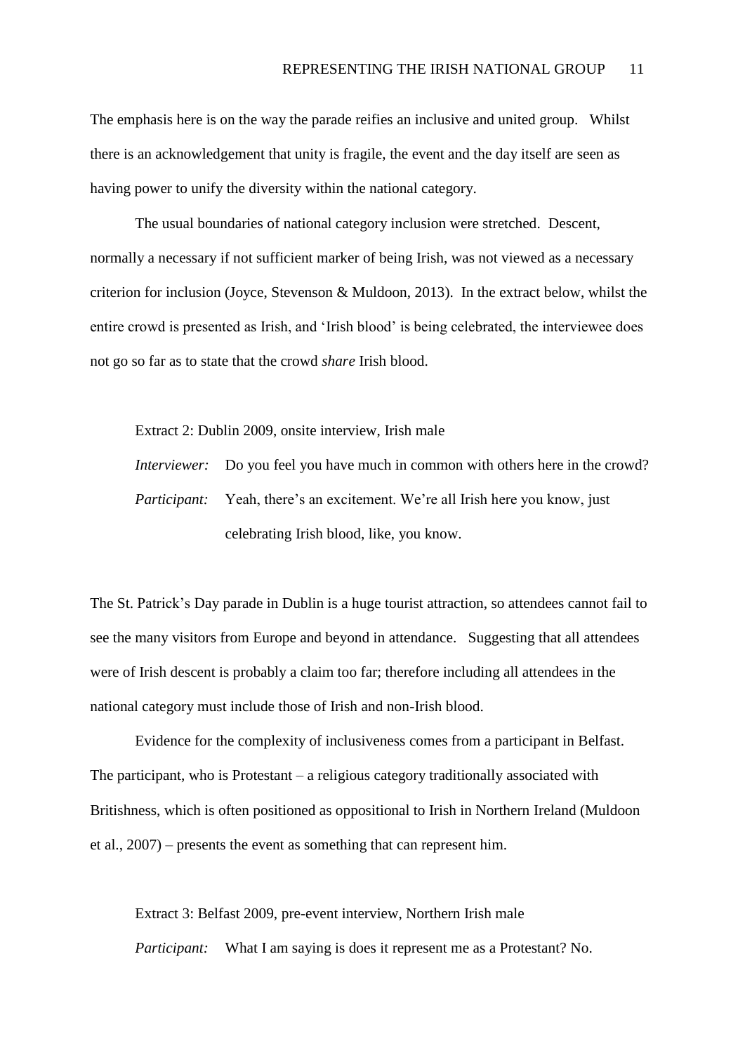The emphasis here is on the way the parade reifies an inclusive and united group. Whilst there is an acknowledgement that unity is fragile, the event and the day itself are seen as having power to unify the diversity within the national category.

The usual boundaries of national category inclusion were stretched. Descent, normally a necessary if not sufficient marker of being Irish, was not viewed as a necessary criterion for inclusion (Joyce, Stevenson & Muldoon, 2013). In the extract below, whilst the entire crowd is presented as Irish, and 'Irish blood' is being celebrated, the interviewee does not go so far as to state that the crowd *share* Irish blood.

Extract 2: Dublin 2009, onsite interview, Irish male

*Interviewer:* Do you feel you have much in common with others here in the crowd?

*Participant:* Yeah, there's an excitement. We're all Irish here you know, just celebrating Irish blood, like, you know.

The St. Patrick's Day parade in Dublin is a huge tourist attraction, so attendees cannot fail to see the many visitors from Europe and beyond in attendance. Suggesting that all attendees were of Irish descent is probably a claim too far; therefore including all attendees in the national category must include those of Irish and non-Irish blood.

Evidence for the complexity of inclusiveness comes from a participant in Belfast. The participant, who is Protestant – a religious category traditionally associated with Britishness, which is often positioned as oppositional to Irish in Northern Ireland (Muldoon et al., 2007) – presents the event as something that can represent him.

Extract 3: Belfast 2009, pre-event interview, Northern Irish male

*Participant:* What I am saying is does it represent me as a Protestant? No.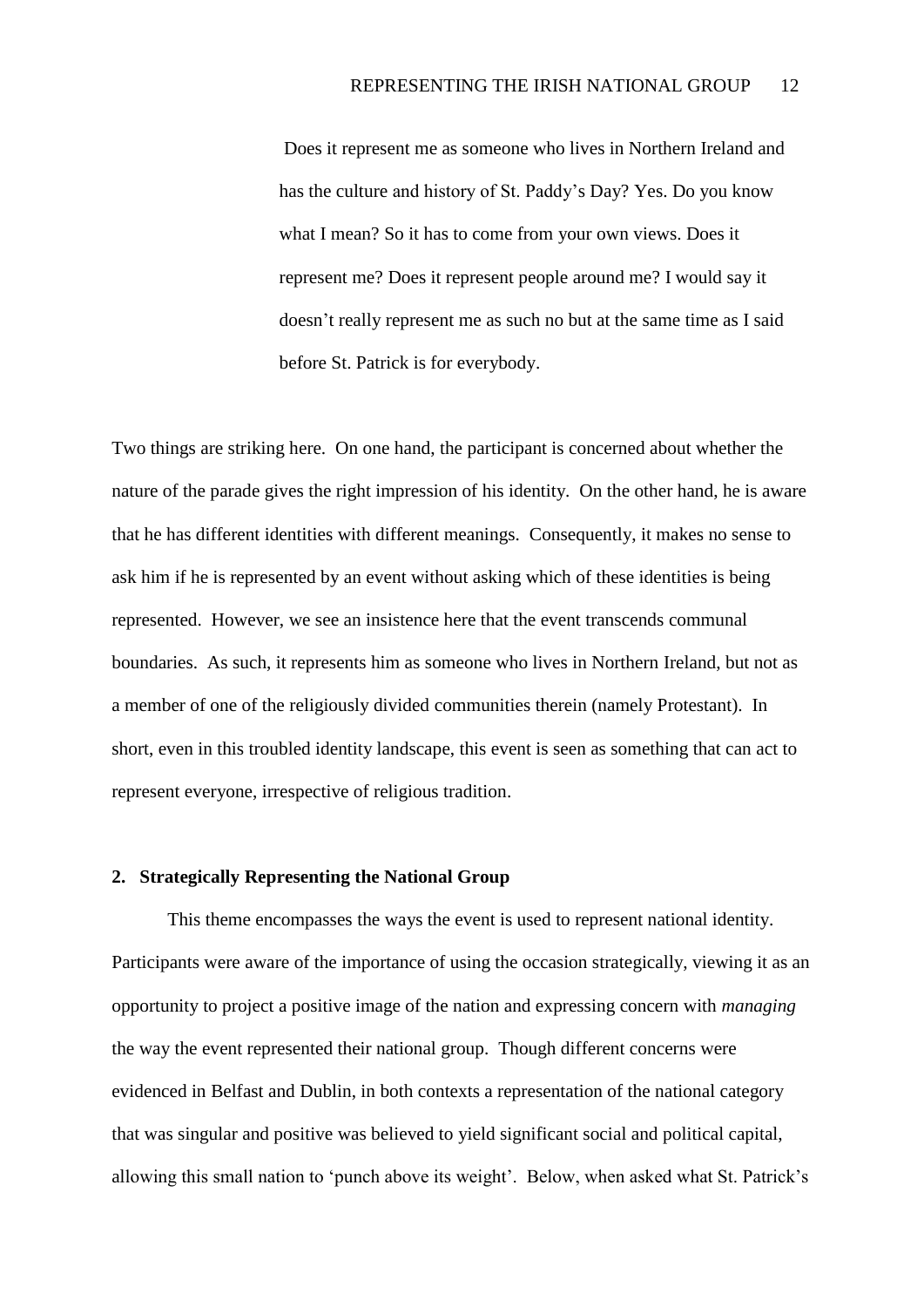> Does it represent me as someone who lives in Northern Ireland and has the culture and history of St. Paddy's Day? Yes. Do you know what I mean? So it has to come from your own views. Does it represent me? Does it represent people around me? I would say it doesn't really represent me as such no but at the same time as I said before St. Patrick is for everybody.

Two things are striking here. On one hand, the participant is concerned about whether the nature of the parade gives the right impression of his identity. On the other hand, he is aware that he has different identities with different meanings. Consequently, it makes no sense to ask him if he is represented by an event without asking which of these identities is being represented. However, we see an insistence here that the event transcends communal boundaries. As such, it represents him as someone who lives in Northern Ireland, but not as a member of one of the religiously divided communities therein (namely Protestant). In short, even in this troubled identity landscape, this event is seen as something that can act to represent everyone, irrespective of religious tradition.

**2. Strategically Representing the National Group**

This theme encompasses the ways the event is used to represent national identity. Participants were aware of the importance of using the occasion strategically, viewing it as an opportunity to project a positive image of the nation and expressing concern with *managing* the way the event represented their national group. Though different concerns were evidenced in Belfast and Dublin, in both contexts a representation of the national category that was singular and positive was believed to yield significant social and political capital, allowing this small nation to 'punch above its weight'. Below, when asked what St. Patrick's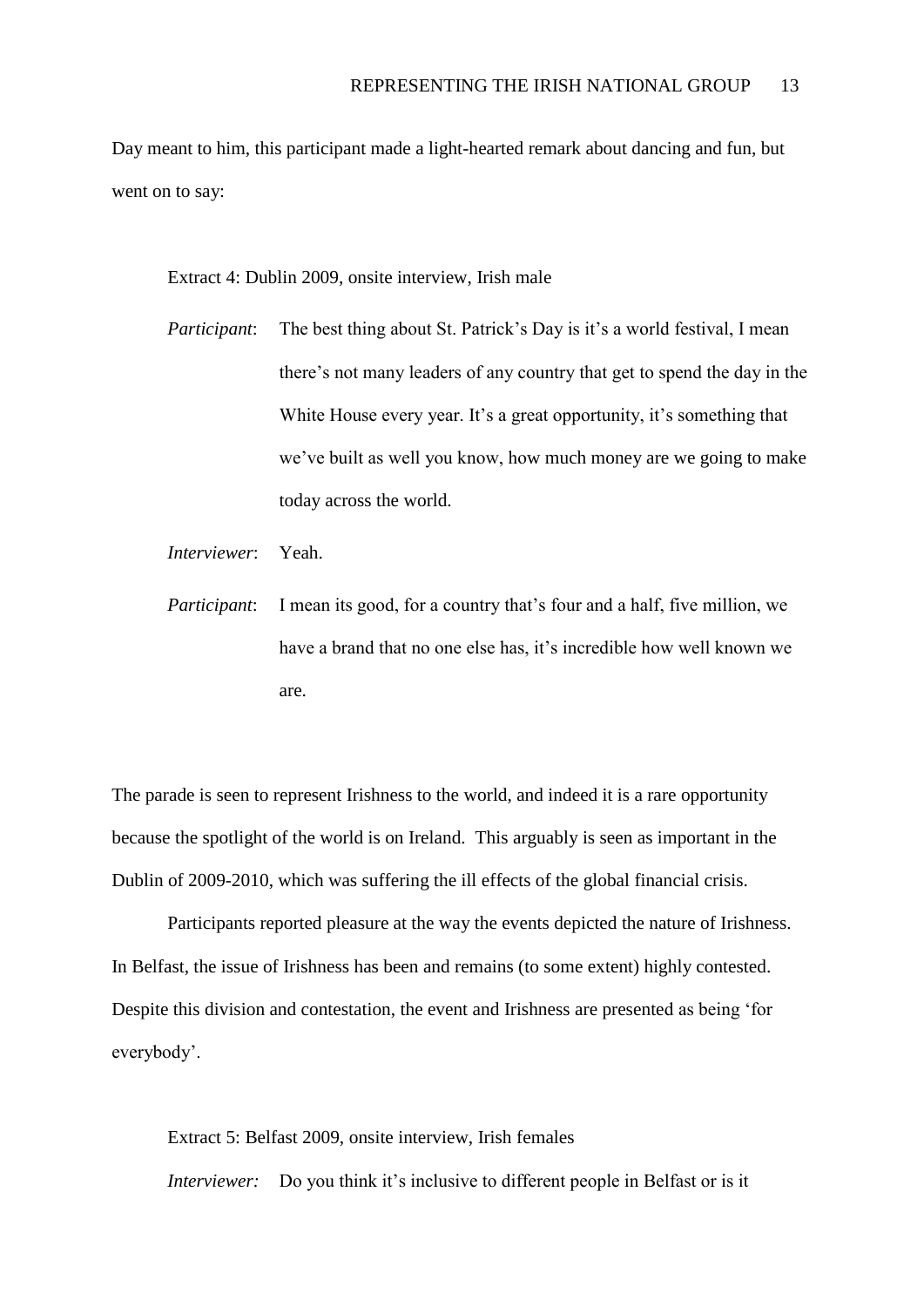Day meant to him, this participant made a light-hearted remark about dancing and fun, but went on to say:

Extract 4: Dublin 2009, onsite interview, Irish male

*Participant*: The best thing about St. Patrick's Day is it's a world festival, I mean there's not many leaders of any country that get to spend the day in the White House every year. It's a great opportunity, it's something that we've built as well you know, how much money are we going to make today across the world.

*Interviewer*: Yeah.

*Participant*: I mean its good, for a country that's four and a half, five million, we have a brand that no one else has, it's incredible how well known we are.

The parade is seen to represent Irishness to the world, and indeed it is a rare opportunity because the spotlight of the world is on Ireland. This arguably is seen as important in the Dublin of 2009-2010, which was suffering the ill effects of the global financial crisis.

Participants reported pleasure at the way the events depicted the nature of Irishness. In Belfast, the issue of Irishness has been and remains (to some extent) highly contested. Despite this division and contestation, the event and Irishness are presented as being 'for everybody'.

Extract 5: Belfast 2009, onsite interview, Irish females

*Interviewer:* Do you think it's inclusive to different people in Belfast or is it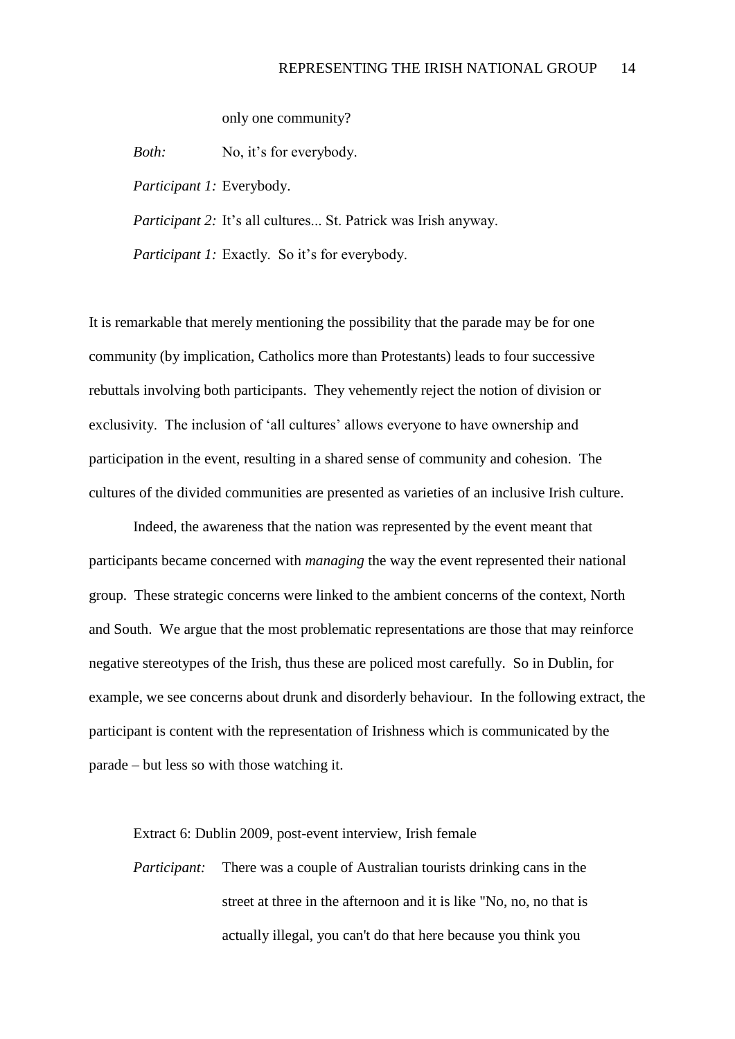only one community?

*Both:* No, it's for everybody.

*Participant 1:* Everybody.

*Participant 2:* It's all cultures... St. Patrick was Irish anyway.

*Participant 1:* Exactly. So it's for everybody.

It is remarkable that merely mentioning the possibility that the parade may be for one community (by implication, Catholics more than Protestants) leads to four successive rebuttals involving both participants. They vehemently reject the notion of division or exclusivity. The inclusion of 'all cultures' allows everyone to have ownership and participation in the event, resulting in a shared sense of community and cohesion. The cultures of the divided communities are presented as varieties of an inclusive Irish culture.

Indeed, the awareness that the nation was represented by the event meant that participants became concerned with *managing* the way the event represented their national group. These strategic concerns were linked to the ambient concerns of the context, North and South. We argue that the most problematic representations are those that may reinforce negative stereotypes of the Irish, thus these are policed most carefully. So in Dublin, for example, we see concerns about drunk and disorderly behaviour. In the following extract, the participant is content with the representation of Irishness which is communicated by the parade – but less so with those watching it.

Extract 6: Dublin 2009, post-event interview, Irish female

*Participant:* There was a couple of Australian tourists drinking cans in the street at three in the afternoon and it is like "No, no, no that is actually illegal, you can't do that here because you think you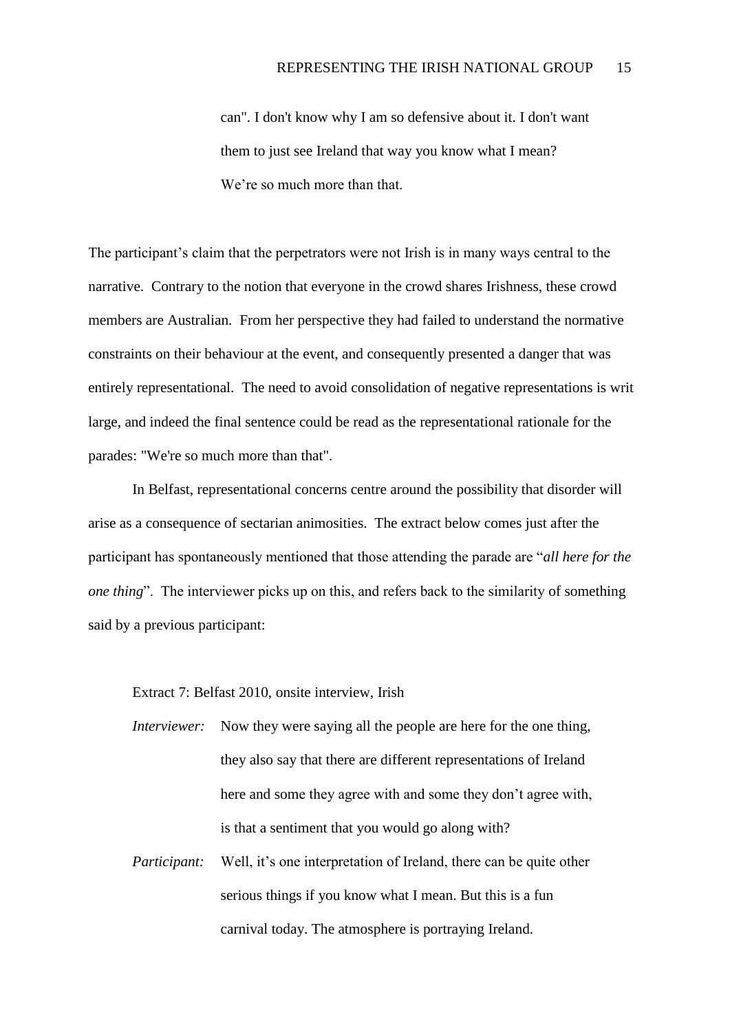can". I don't know why I am so defensive about it. I don't want them to just see Ireland that way you know what I mean? We're so much more than that.

The participant's claim that the perpetrators were not Irish is in many ways central to the narrative. Contrary to the notion that everyone in the crowd shares Irishness, these crowd members are Australian. From her perspective they had failed to understand the normative constraints on their behaviour at the event, and consequently presented a danger that was entirely representational. The need to avoid consolidation of negative representations is writ large, and indeed the final sentence could be read as the representational rationale for the parades: "We're so much more than that".

In Belfast, representational concerns centre around the possibility that disorder will arise as a consequence of sectarian animosities. The extract below comes just after the participant has spontaneously mentioned that those attending the parade are "*all here for the one thing*". The interviewer picks up on this, and refers back to the similarity of something said by a previous participant:

Extract 7: Belfast 2010, onsite interview, Irish

*Interviewer:* Now they were saying all the people are here for the one thing, they also say that there are different representations of Ireland here and some they agree with and some they don't agree with, is that a sentiment that you would go along with?

*Participant:* Well, it's one interpretation of Ireland, there can be quite other serious things if you know what I mean. But this is a fun carnival today. The atmosphere is portraying Ireland.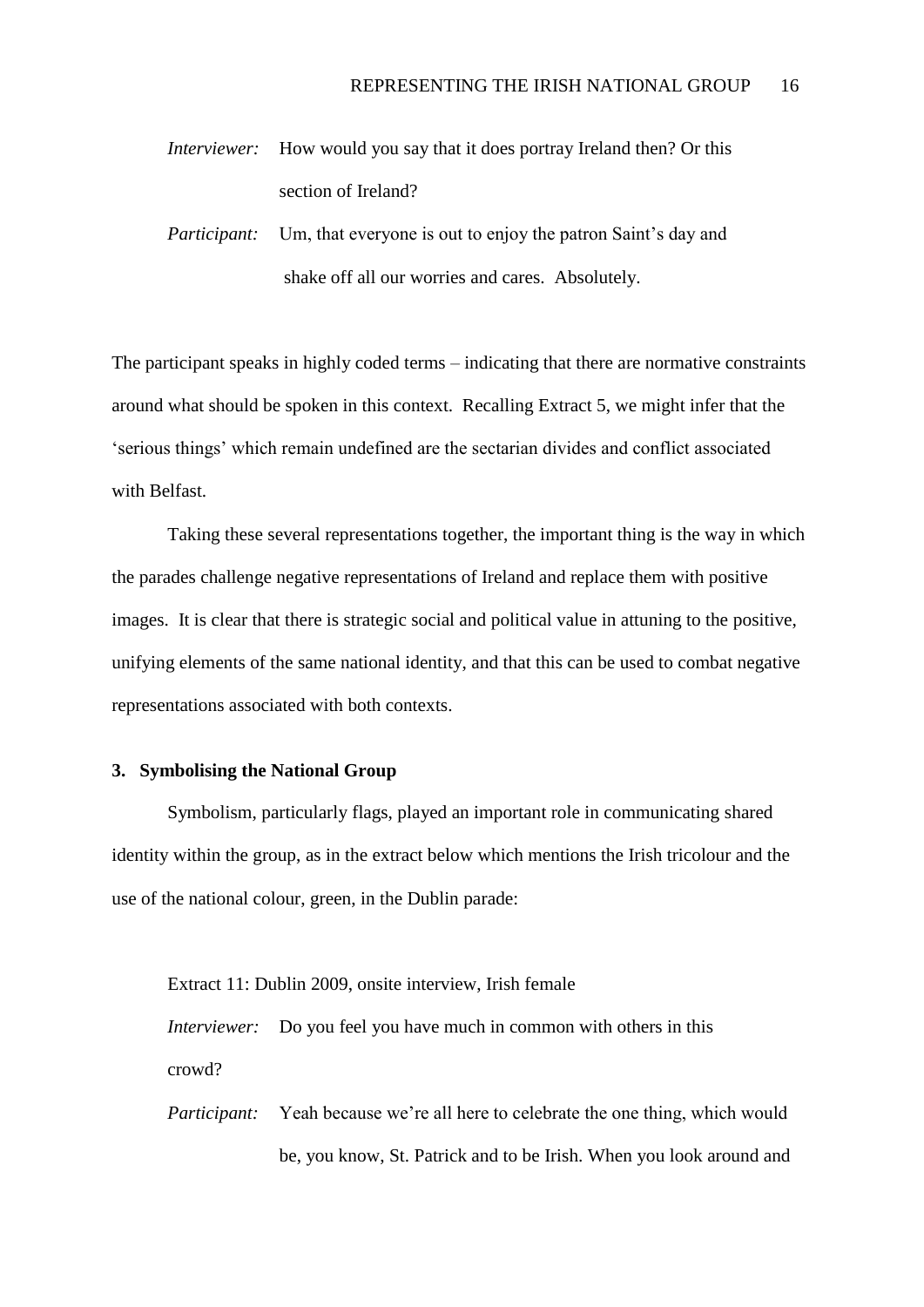*Interviewer:* How would you say that it does portray Ireland then? Or this section of Ireland?

*Participant:* Um, that everyone is out to enjoy the patron Saint's day and shake off all our worries and cares. Absolutely.

The participant speaks in highly coded terms – indicating that there are normative constraints around what should be spoken in this context. Recalling Extract 5, we might infer that the 'serious things' which remain undefined are the sectarian divides and conflict associated with Belfast.

Taking these several representations together, the important thing is the way in which the parades challenge negative representations of Ireland and replace them with positive images. It is clear that there is strategic social and political value in attuning to the positive, unifying elements of the same national identity, and that this can be used to combat negative representations associated with both contexts.

### 3. Symbolising the National Group

Symbolism, particularly flags, played an important role in communicating shared identity within the group, as in the extract below which mentions the Irish tricolour and the use of the national colour, green, in the Dublin parade:

Extract 11: Dublin 2009, onsite interview, Irish female

*Interviewer:* Do you feel you have much in common with others in this crowd?

*Participant:* Yeah because we're all here to celebrate the one thing, which would be, you know, St. Patrick and to be Irish. When you look around and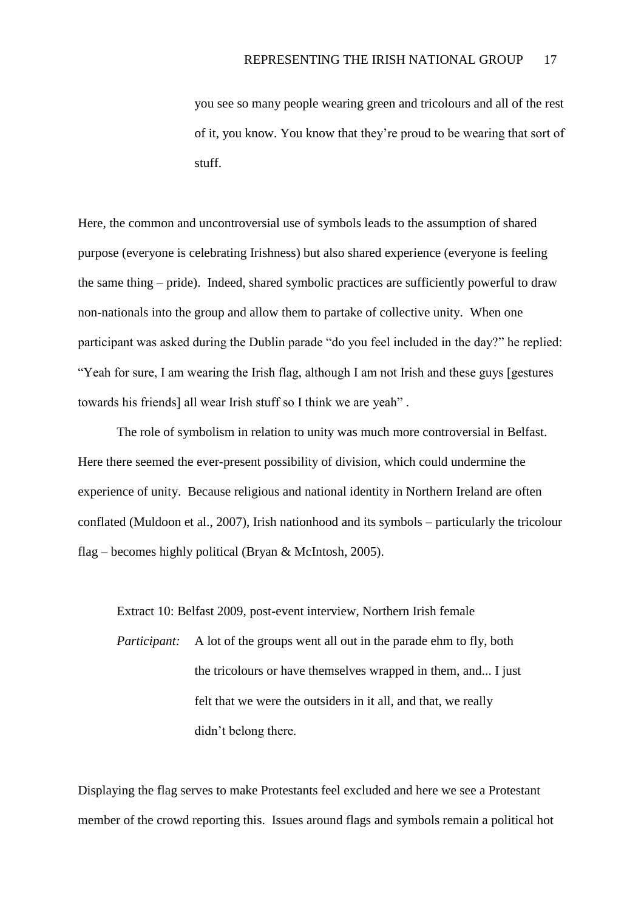you see so many people wearing green and tricolours and all of the rest of it, you know. You know that they're proud to be wearing that sort of stuff.

Here, the common and uncontroversial use of symbols leads to the assumption of shared purpose (everyone is celebrating Irishness) but also shared experience (everyone is feeling the same thing – pride). Indeed, shared symbolic practices are sufficiently powerful to draw non-nationals into the group and allow them to partake of collective unity. When one participant was asked during the Dublin parade "do you feel included in the day?" he replied: "Yeah for sure, I am wearing the Irish flag, although I am not Irish and these guys [gestures towards his friends] all wear Irish stuff so I think we are yeah" .

The role of symbolism in relation to unity was much more controversial in Belfast. Here there seemed the ever-present possibility of division, which could undermine the experience of unity. Because religious and national identity in Northern Ireland are often conflated (Muldoon et al., 2007), Irish nationhood and its symbols – particularly the tricolour flag – becomes highly political (Bryan & McIntosh, 2005).

Extract 10: Belfast 2009, post-event interview, Northern Irish female

*Participant:* A lot of the groups went all out in the parade ehm to fly, both the tricolours or have themselves wrapped in them, and... I just felt that we were the outsiders in it all, and that, we really didn't belong there.

Displaying the flag serves to make Protestants feel excluded and here we see a Protestant member of the crowd reporting this. Issues around flags and symbols remain a political hot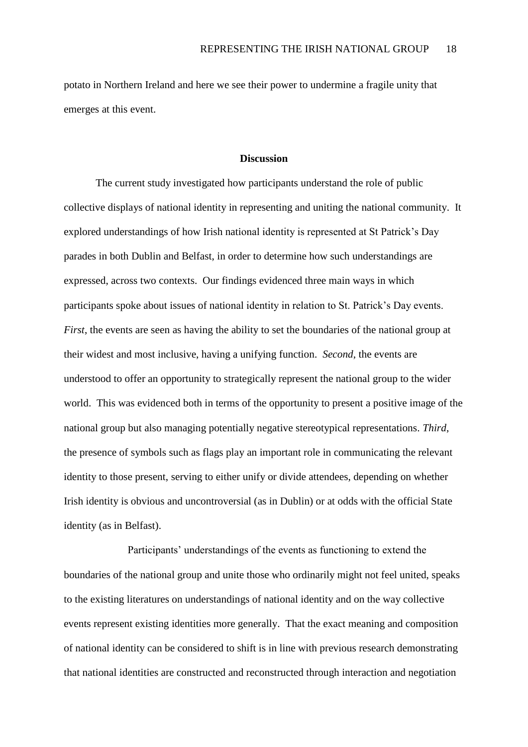potato in Northern Ireland and here we see their power to undermine a fragile unity that emerges at this event.

## Discussion

The current study investigated how participants understand the role of public collective displays of national identity in representing and uniting the national community. It explored understandings of how Irish national identity is represented at St Patrick's Day parades in both Dublin and Belfast, in order to determine how such understandings are expressed, across two contexts. Our findings evidenced three main ways in which participants spoke about issues of national identity in relation to St. Patrick's Day events. *First*, the events are seen as having the ability to set the boundaries of the national group at their widest and most inclusive, having a unifying function. *Second*, the events are understood to offer an opportunity to strategically represent the national group to the wider world. This was evidenced both in terms of the opportunity to present a positive image of the national group but also managing potentially negative stereotypical representations. *Third*, the presence of symbols such as flags play an important role in communicating the relevant identity to those present, serving to either unify or divide attendees, depending on whether Irish identity is obvious and uncontroversial (as in Dublin) or at odds with the official State identity (as in Belfast).

Participants' understandings of the events as functioning to extend the boundaries of the national group and unite those who ordinarily might not feel united, speaks to the existing literatures on understandings of national identity and on the way collective events represent existing identities more generally. That the exact meaning and composition of national identity can be considered to shift is in line with previous research demonstrating that national identities are constructed and reconstructed through interaction and negotiation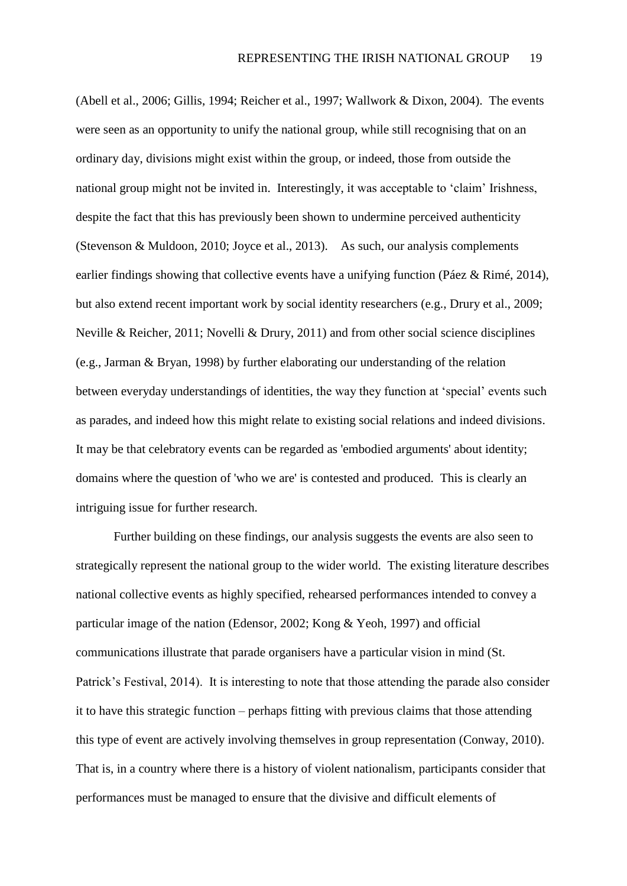(Abell et al., 2006; Gillis, 1994; Reicher et al., 1997; Wallwork & Dixon, 2004). The events were seen as an opportunity to unify the national group, while still recognising that on an ordinary day, divisions might exist within the group, or indeed, those from outside the national group might not be invited in. Interestingly, it was acceptable to 'claim' Irishness, despite the fact that this has previously been shown to undermine perceived authenticity (Stevenson & Muldoon, 2010; Joyce et al., 2013). As such, our analysis complements earlier findings showing that collective events have a unifying function (Páez & Rimé, 2014), but also extend recent important work by social identity researchers (e.g., Drury et al., 2009; Neville & Reicher, 2011; Novelli & Drury, 2011) and from other social science disciplines (e.g., Jarman & Bryan, 1998) by further elaborating our understanding of the relation between everyday understandings of identities, the way they function at 'special' events such as parades, and indeed how this might relate to existing social relations and indeed divisions. It may be that celebratory events can be regarded as 'embodied arguments' about identity; domains where the question of 'who we are' is contested and produced. This is clearly an intriguing issue for further research.

Further building on these findings, our analysis suggests the events are also seen to strategically represent the national group to the wider world. The existing literature describes national collective events as highly specified, rehearsed performances intended to convey a particular image of the nation (Edensor, 2002; Kong & Yeoh, 1997) and official communications illustrate that parade organisers have a particular vision in mind (St. Patrick's Festival, 2014). It is interesting to note that those attending the parade also consider it to have this strategic function – perhaps fitting with previous claims that those attending this type of event are actively involving themselves in group representation (Conway, 2010). That is, in a country where there is a history of violent nationalism, participants consider that performances must be managed to ensure that the divisive and difficult elements of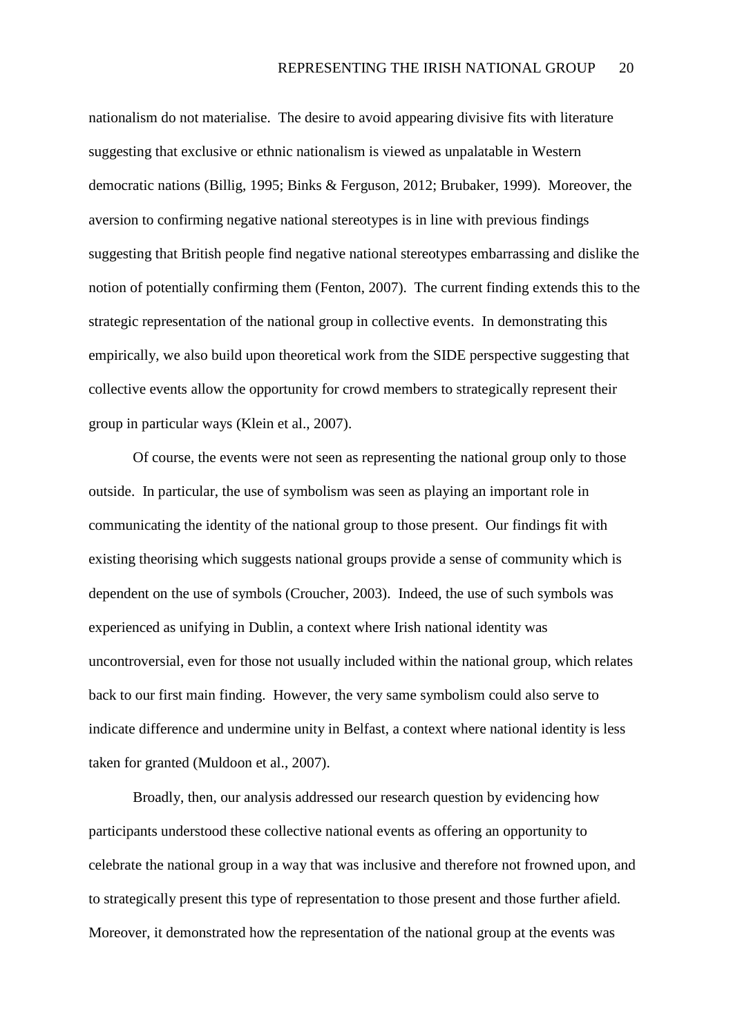nationalism do not materialise. The desire to avoid appearing divisive fits with literature suggesting that exclusive or ethnic nationalism is viewed as unpalatable in Western democratic nations (Billig, 1995; Binks & Ferguson, 2012; Brubaker, 1999). Moreover, the aversion to confirming negative national stereotypes is in line with previous findings suggesting that British people find negative national stereotypes embarrassing and dislike the notion of potentially confirming them (Fenton, 2007). The current finding extends this to the strategic representation of the national group in collective events. In demonstrating this empirically, we also build upon theoretical work from the SIDE perspective suggesting that collective events allow the opportunity for crowd members to strategically represent their group in particular ways (Klein et al., 2007).

Of course, the events were not seen as representing the national group only to those outside. In particular, the use of symbolism was seen as playing an important role in communicating the identity of the national group to those present. Our findings fit with existing theorising which suggests national groups provide a sense of community which is dependent on the use of symbols (Croucher, 2003). Indeed, the use of such symbols was experienced as unifying in Dublin, a context where Irish national identity was uncontroversial, even for those not usually included within the national group, which relates back to our first main finding. However, the very same symbolism could also serve to indicate difference and undermine unity in Belfast, a context where national identity is less taken for granted (Muldoon et al., 2007).

Broadly, then, our analysis addressed our research question by evidencing how participants understood these collective national events as offering an opportunity to celebrate the national group in a way that was inclusive and therefore not frowned upon, and to strategically present this type of representation to those present and those further afield. Moreover, it demonstrated how the representation of the national group at the events was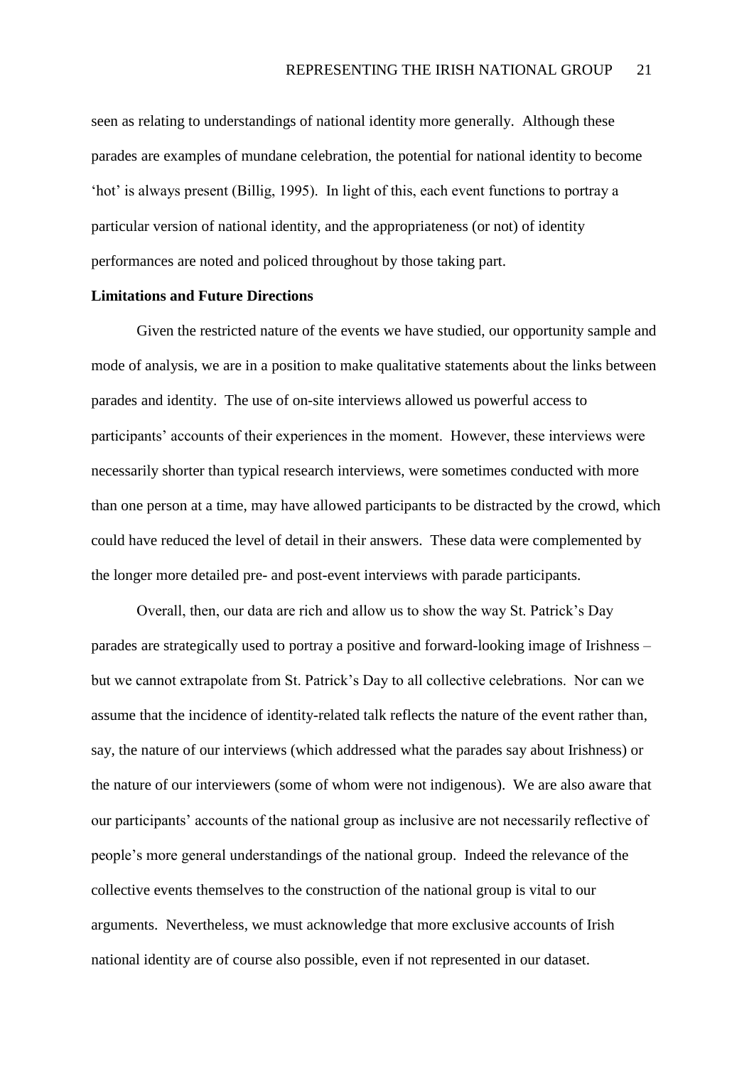seen as relating to understandings of national identity more generally. Although these parades are examples of mundane celebration, the potential for national identity to become 'hot' is always present (Billig, 1995). In light of this, each event functions to portray a particular version of national identity, and the appropriateness (or not) of identity performances are noted and policed throughout by those taking part.

**Limitations and Future Directions**

Given the restricted nature of the events we have studied, our opportunity sample and mode of analysis, we are in a position to make qualitative statements about the links between parades and identity. The use of on-site interviews allowed us powerful access to participants' accounts of their experiences in the moment. However, these interviews were necessarily shorter than typical research interviews, were sometimes conducted with more than one person at a time, may have allowed participants to be distracted by the crowd, which could have reduced the level of detail in their answers. These data were complemented by the longer more detailed pre- and post-event interviews with parade participants.

Overall, then, our data are rich and allow us to show the way St. Patrick's Day parades are strategically used to portray a positive and forward-looking image of Irishness – but we cannot extrapolate from St. Patrick's Day to all collective celebrations. Nor can we assume that the incidence of identity-related talk reflects the nature of the event rather than, say, the nature of our interviews (which addressed what the parades say about Irishness) or the nature of our interviewers (some of whom were not indigenous). We are also aware that our participants' accounts of the national group as inclusive are not necessarily reflective of people's more general understandings of the national group. Indeed the relevance of the collective events themselves to the construction of the national group is vital to our arguments. Nevertheless, we must acknowledge that more exclusive accounts of Irish national identity are of course also possible, even if not represented in our dataset.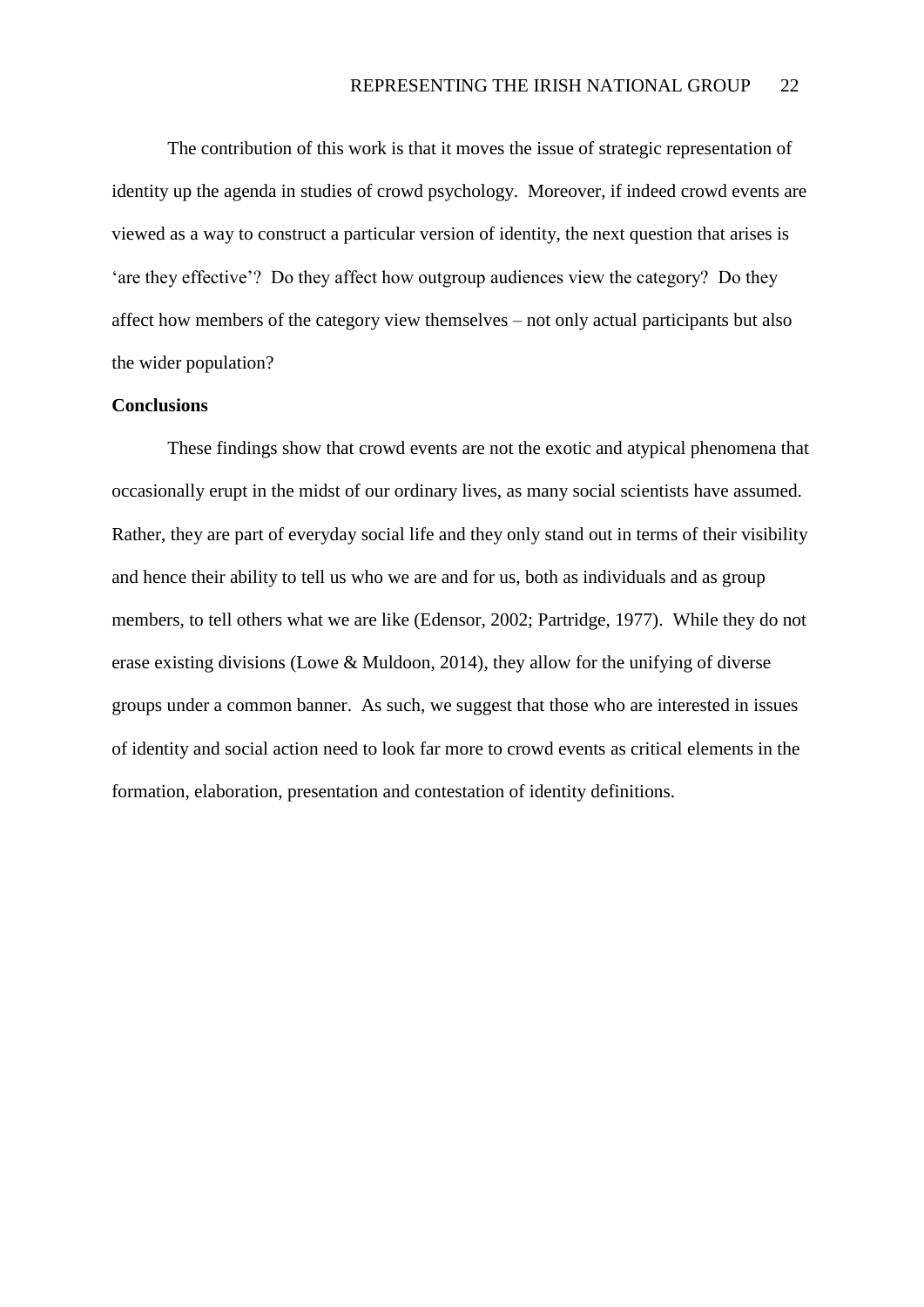The contribution of this work is that it moves the issue of strategic representation of identity up the agenda in studies of crowd psychology. Moreover, if indeed crowd events are viewed as a way to construct a particular version of identity, the next question that arises is 'are they effective'? Do they affect how outgroup audiences view the category? Do they affect how members of the category view themselves – not only actual participants but also the wider population?

**Conclusions**

These findings show that crowd events are not the exotic and atypical phenomena that occasionally erupt in the midst of our ordinary lives, as many social scientists have assumed. Rather, they are part of everyday social life and they only stand out in terms of their visibility and hence their ability to tell us who we are and for us, both as individuals and as group members, to tell others what we are like (Edensor, 2002; Partridge, 1977). While they do not erase existing divisions (Lowe & Muldoon, 2014), they allow for the unifying of diverse groups under a common banner. As such, we suggest that those who are interested in issues of identity and social action need to look far more to crowd events as critical elements in the formation, elaboration, presentation and contestation of identity definitions.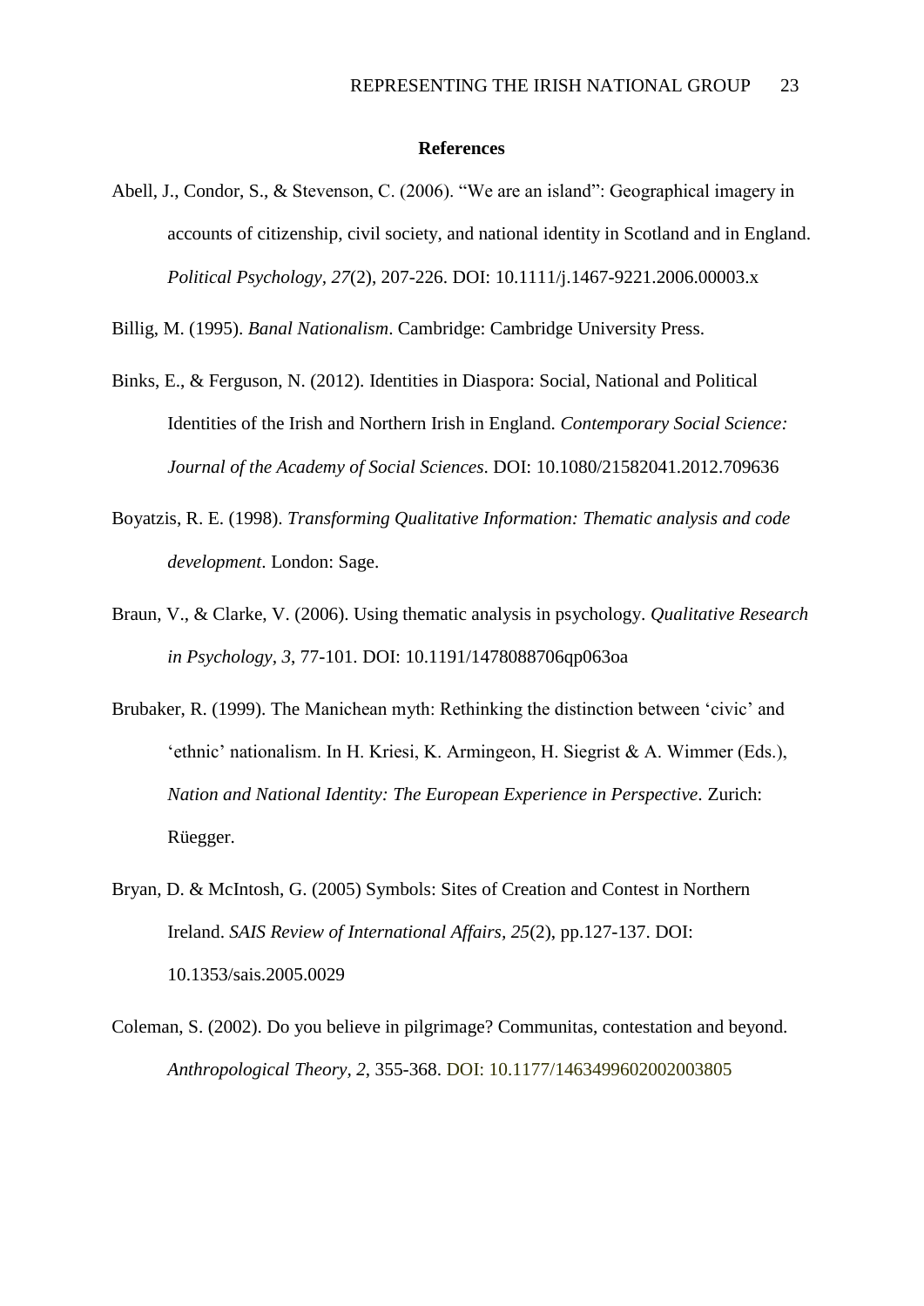# References

Abell, J., Condor, S., & Stevenson, C. (2006). "We are an island": Geographical imagery in accounts of citizenship, civil society, and national identity in Scotland and in England. *Political Psychology, 27*(2), 207-226. DOI: 10.1111/j.1467-9221.2006.00003.x

Billig, M. (1995). *Banal Nationalism*. Cambridge: Cambridge University Press.

Binks, E., & Ferguson, N. (2012). Identities in Diaspora: Social, National and Political Identities of the Irish and Northern Irish in England. *Contemporary Social Science: Journal of the Academy of Social Sciences*. DOI: 10.1080/21582041.2012.709636

Boyatzis, R. E. (1998). *Transforming Qualitative Information: Thematic analysis and code development*. London: Sage.

Braun, V., & Clarke, V. (2006). Using thematic analysis in psychology. *Qualitative Research in Psychology, 3*, 77-101. DOI: 10.1191/1478088706qp063oa

Brubaker, R. (1999). The Manichean myth: Rethinking the distinction between 'civic' and 'ethnic' nationalism. In H. Kriesi, K. Armingeon, H. Siegrist & A. Wimmer (Eds.), *Nation and National Identity: The European Experience in Perspective*. Zurich: Rüegger.

Bryan, D. & McIntosh, G. (2005) Symbols: Sites of Creation and Contest in Northern Ireland. *SAIS Review of International Affairs, 25*(2), pp.127-137. DOI: 10.1353/sais.2005.0029

Coleman, S. (2002). Do you believe in pilgrimage? Communitas, contestation and beyond. *Anthropological Theory, 2*, 355-368. DOI: 10.1177/1463499602002003805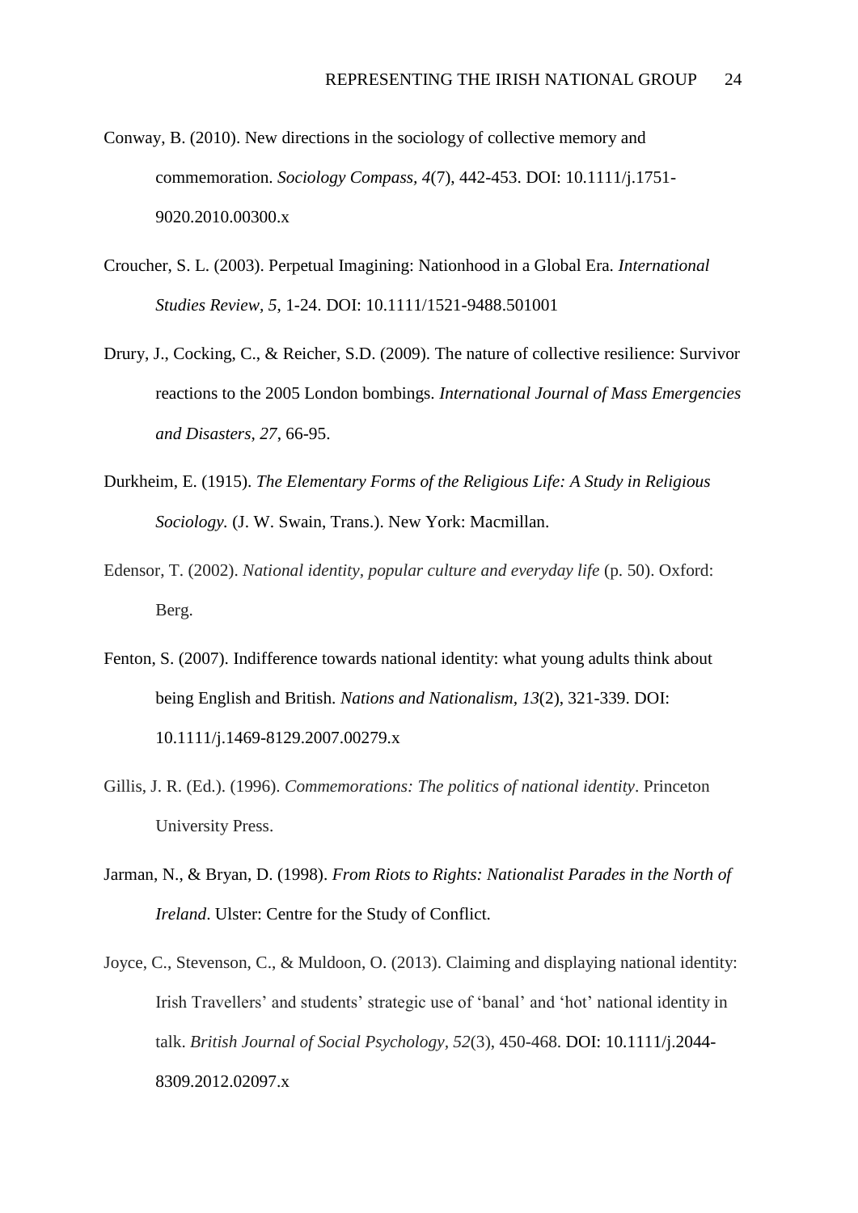Conway, B. (2010). New directions in the sociology of collective memory and commemoration. *Sociology Compass, 4*(7), 442-453. DOI: 10.1111/j.1751-9020.2010.00300.x

Croucher, S. L. (2003). Perpetual Imagining: Nationhood in a Global Era. *International Studies Review, 5*, 1-24. DOI: 10.1111/1521-9488.501001

Drury, J., Cocking, C., & Reicher, S.D. (2009). The nature of collective resilience: Survivor reactions to the 2005 London bombings. *International Journal of Mass Emergencies and Disasters, 27*, 66-95.

Durkheim, E. (1915). *The Elementary Forms of the Religious Life: A Study in Religious Sociology.* (J. W. Swain, Trans.). New York: Macmillan.

Edensor, T. (2002). *National identity, popular culture and everyday life* (p. 50). Oxford: Berg.

Fenton, S. (2007). Indifference towards national identity: what young adults think about being English and British. *Nations and Nationalism, 13*(2), 321-339. DOI: 10.1111/j.1469-8129.2007.00279.x

Gillis, J. R. (Ed.). (1996). *Commemorations: The politics of national identity*. Princeton University Press.

Jarman, N., & Bryan, D. (1998). *From Riots to Rights: Nationalist Parades in the North of Ireland*. Ulster: Centre for the Study of Conflict.

Joyce, C., Stevenson, C., & Muldoon, O. (2013). Claiming and displaying national identity: Irish Travellers' and students' strategic use of 'banal' and 'hot' national identity in talk. *British Journal of Social Psychology, 52*(3), 450-468. DOI: 10.1111/j.2044-8309.2012.02097.x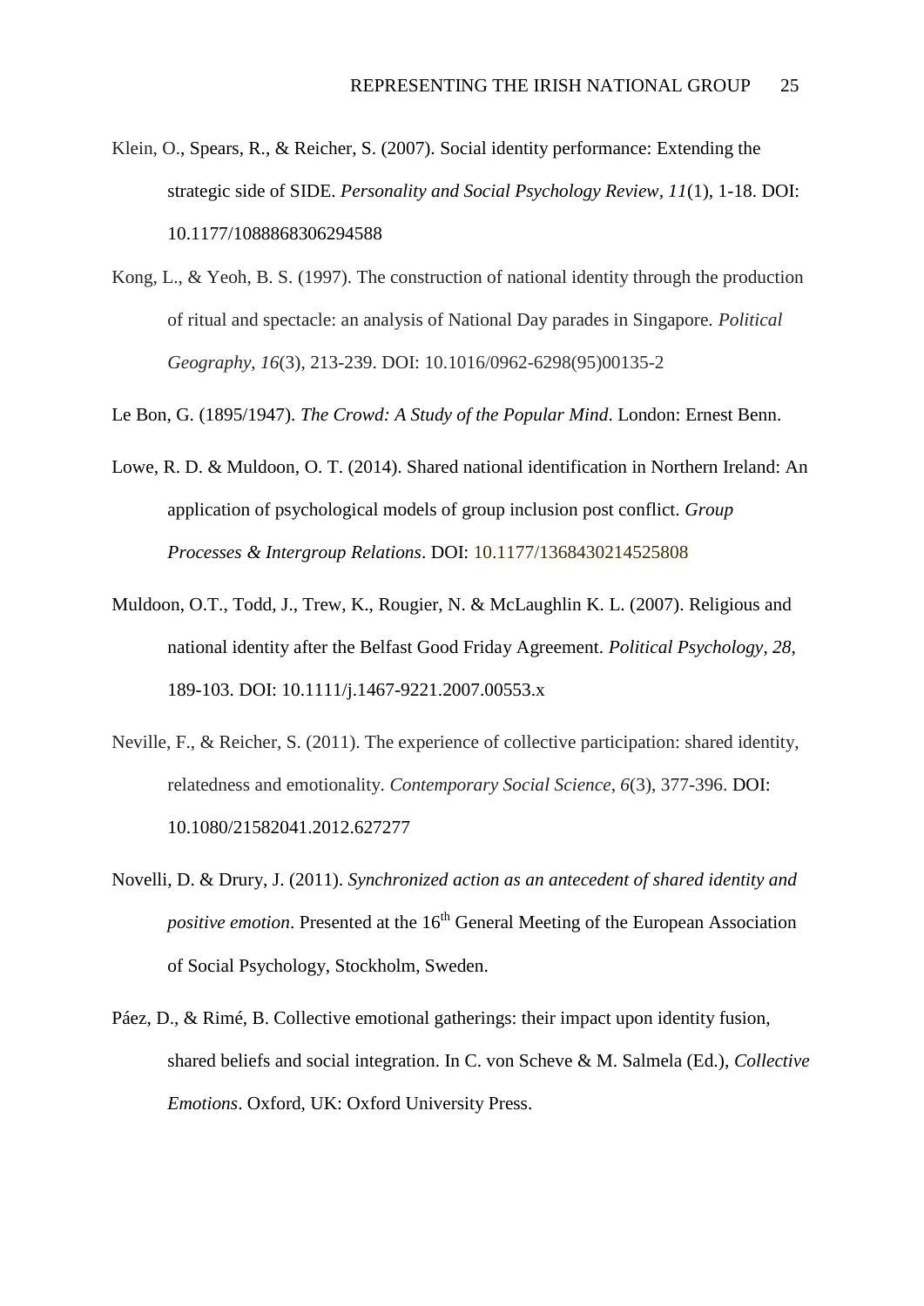Klein, O., Spears, R., & Reicher, S. (2007). Social identity performance: Extending the strategic side of SIDE. *Personality and Social Psychology Review, 11*(1), 1-18. DOI: 10.1177/1088868306294588

Kong, L., & Yeoh, B. S. (1997). The construction of national identity through the production of ritual and spectacle: an analysis of National Day parades in Singapore. *Political Geography*, *16*(3), 213-239. DOI: 10.1016/0962-6298(95)00135-2

Le Bon, G. (1895/1947). *The Crowd: A Study of the Popular Mind*. London: Ernest Benn.

Lowe, R. D. & Muldoon, O. T. (2014). Shared national identification in Northern Ireland: An application of psychological models of group inclusion post conflict. *Group Processes & Intergroup Relations*. DOI: 10.1177/1368430214525808

Muldoon, O.T., Todd, J., Trew, K., Rougier, N. & McLaughlin K. L. (2007). Religious and national identity after the Belfast Good Friday Agreement. *Political Psychology*, *28*, 189-103. DOI: 10.1111/j.1467-9221.2007.00553.x

Neville, F., & Reicher, S. (2011). The experience of collective participation: shared identity, relatedness and emotionality. *Contemporary Social Science*, *6*(3), 377-396. DOI: 10.1080/21582041.2012.627277

Novelli, D. & Drury, J. (2011). *Synchronized action as an antecedent of shared identity and positive emotion*. Presented at the 16th General Meeting of the European Association of Social Psychology, Stockholm, Sweden.

Páez, D., & Rimé, B. Collective emotional gatherings: their impact upon identity fusion, shared beliefs and social integration. In C. von Scheve & M. Salmela (Ed.), *Collective Emotions*. Oxford, UK: Oxford University Press.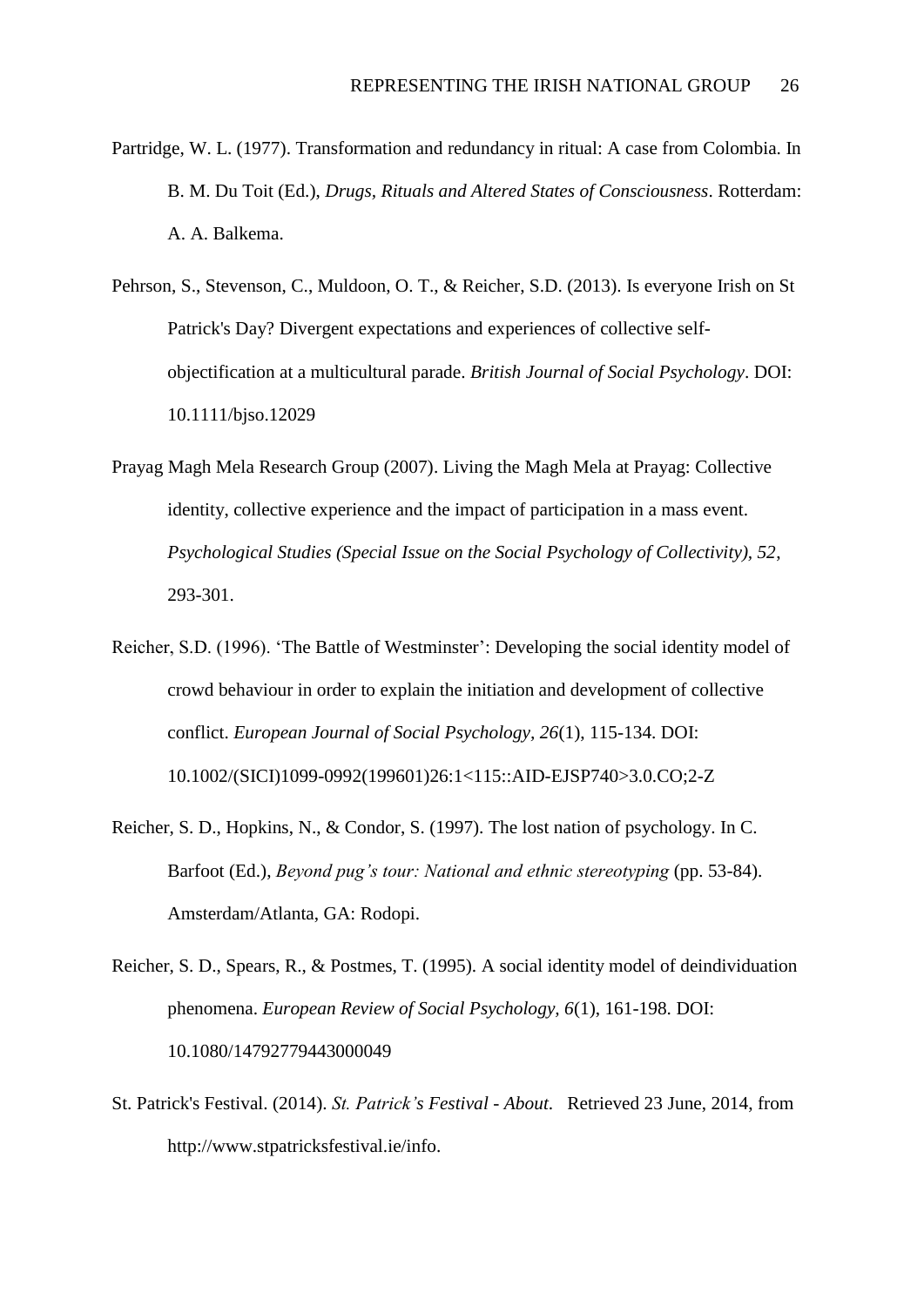Partridge, W. L. (1977). Transformation and redundancy in ritual: A case from Colombia. In B. M. Du Toit (Ed.), *Drugs, Rituals and Altered States of Consciousness*. Rotterdam: A. A. Balkema.

Pehrson, S., Stevenson, C., Muldoon, O. T., & Reicher, S.D. (2013). Is everyone Irish on St Patrick's Day? Divergent expectations and experiences of collective self-objectification at a multicultural parade. *British Journal of Social Psychology*. DOI: 10.1111/bjso.12029

Prayag Magh Mela Research Group (2007). Living the Magh Mela at Prayag: Collective identity, collective experience and the impact of participation in a mass event. *Psychological Studies (Special Issue on the Social Psychology of Collectivity), 52*, 293-301.

Reicher, S.D. (1996). 'The Battle of Westminster': Developing the social identity model of crowd behaviour in order to explain the initiation and development of collective conflict. *European Journal of Social Psychology, 26*(1), 115-134. DOI: 10.1002/(SICI)1099-0992(199601)26:1<115::AID-EJSP740>3.0.CO;2-Z

Reicher, S. D., Hopkins, N., & Condor, S. (1997). The lost nation of psychology. In C. Barfoot (Ed.), *Beyond pug's tour: National and ethnic stereotyping* (pp. 53-84). Amsterdam/Atlanta, GA: Rodopi.

Reicher, S. D., Spears, R., & Postmes, T. (1995). A social identity model of deindividuation phenomena. *European Review of Social Psychology, 6*(1), 161-198. DOI: 10.1080/14792779443000049

St. Patrick's Festival. (2014). *St. Patrick's Festival - About.* Retrieved 23 June, 2014, from http://www.stpatricksfestival.ie/info.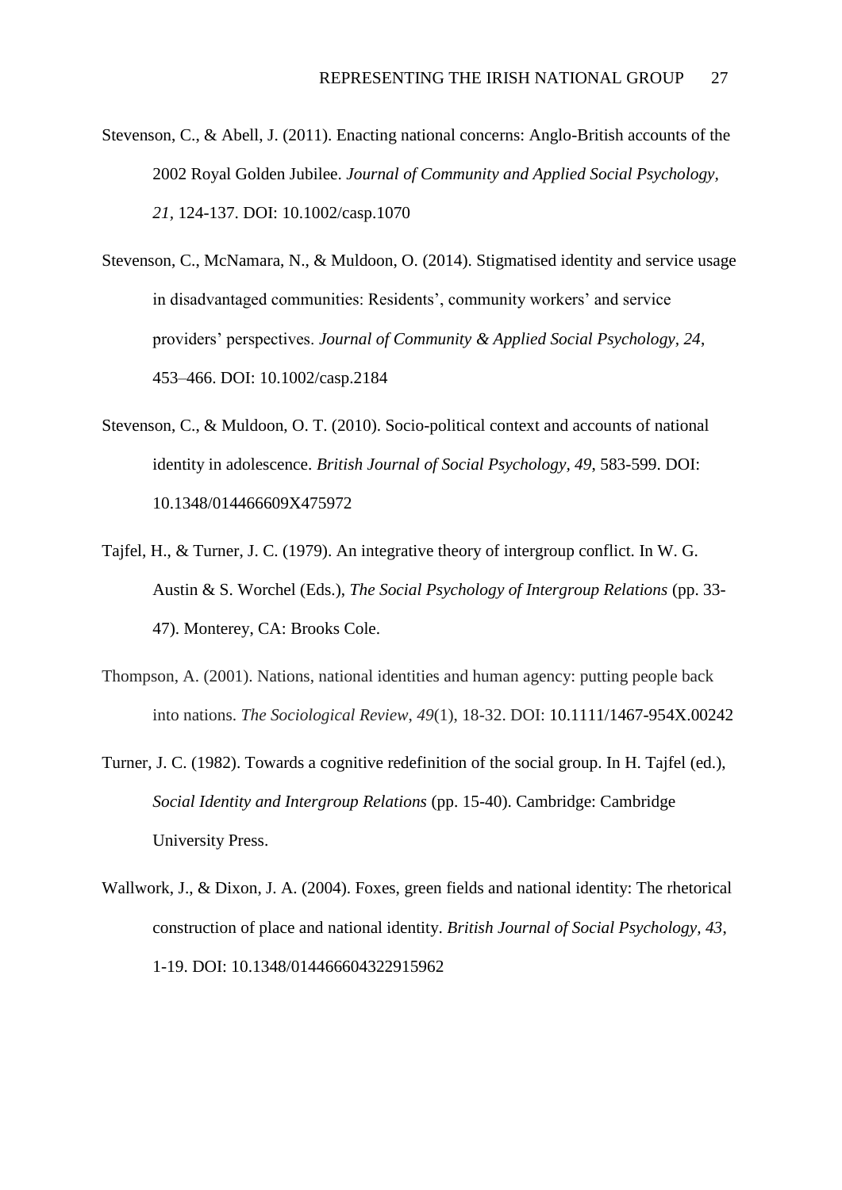Stevenson, C., & Abell, J. (2011). Enacting national concerns: Anglo-British accounts of the 2002 Royal Golden Jubilee. *Journal of Community and Applied Social Psychology, 21*, 124-137. DOI: 10.1002/casp.1070

Stevenson, C., McNamara, N., & Muldoon, O. (2014). Stigmatised identity and service usage in disadvantaged communities: Residents', community workers' and service providers' perspectives. *Journal of Community & Applied Social Psychology, 24*, 453–466. DOI: 10.1002/casp.2184

Stevenson, C., & Muldoon, O. T. (2010). Socio-political context and accounts of national identity in adolescence. *British Journal of Social Psychology, 49*, 583-599. DOI: 10.1348/014466609X475972

Tajfel, H., & Turner, J. C. (1979). An integrative theory of intergroup conflict. In W. G. Austin & S. Worchel (Eds.), *The Social Psychology of Intergroup Relations* (pp. 33-47). Monterey, CA: Brooks Cole.

Thompson, A. (2001). Nations, national identities and human agency: putting people back into nations. *The Sociological Review*, *49*(1), 18-32. DOI: 10.1111/1467-954X.00242

Turner, J. C. (1982). Towards a cognitive redefinition of the social group. In H. Tajfel (ed.), *Social Identity and Intergroup Relations* (pp. 15-40). Cambridge: Cambridge University Press.

Wallwork, J., & Dixon, J. A. (2004). Foxes, green fields and national identity: The rhetorical construction of place and national identity. *British Journal of Social Psychology, 43*, 1-19. DOI: 10.1348/014466604322915962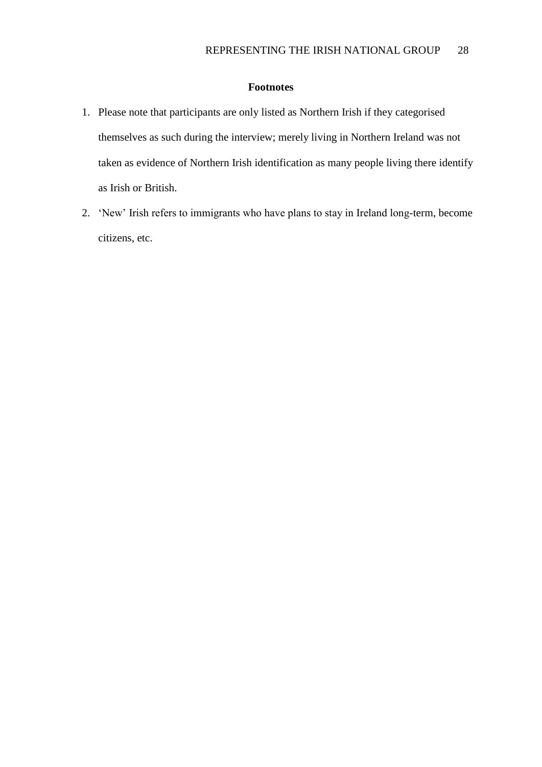## Footnotes

1. Please note that participants are only listed as Northern Irish if they categorised themselves as such during the interview; merely living in Northern Ireland was not taken as evidence of Northern Irish identification as many people living there identify as Irish or British.
2. 'New' Irish refers to immigrants who have plans to stay in Ireland long-term, become citizens, etc.